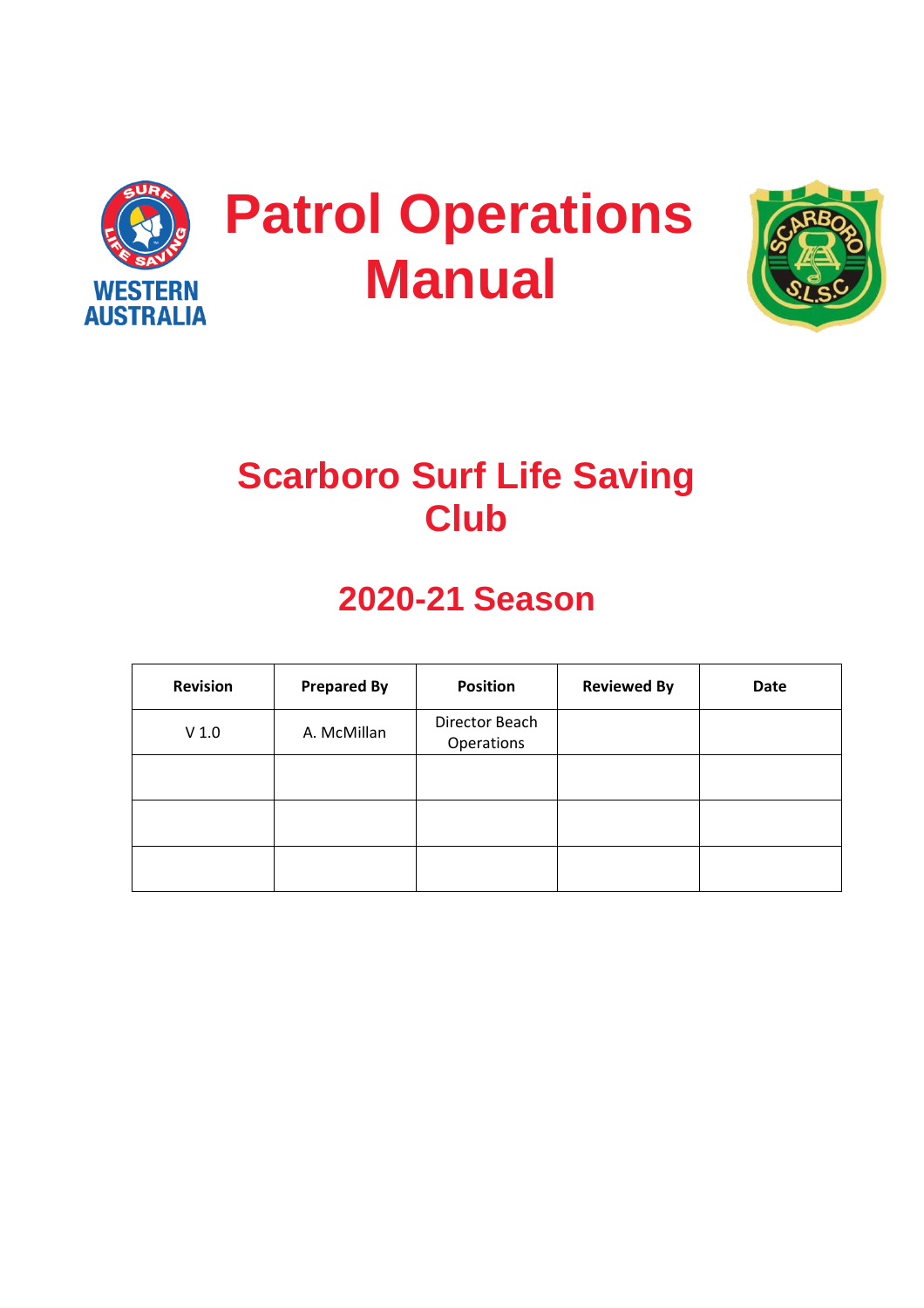# Patrol Operations Manual

## Scarboro Surf Life Saving Club

## 2020-21 Season

| Revision | Prepared By | Position | Reviewed By | Date |
|---|---|---|---|---|
| V 1.0 | A. McMillan | Director Beach Operations | | |
| | | | | |
| | | | | |
| | | | | |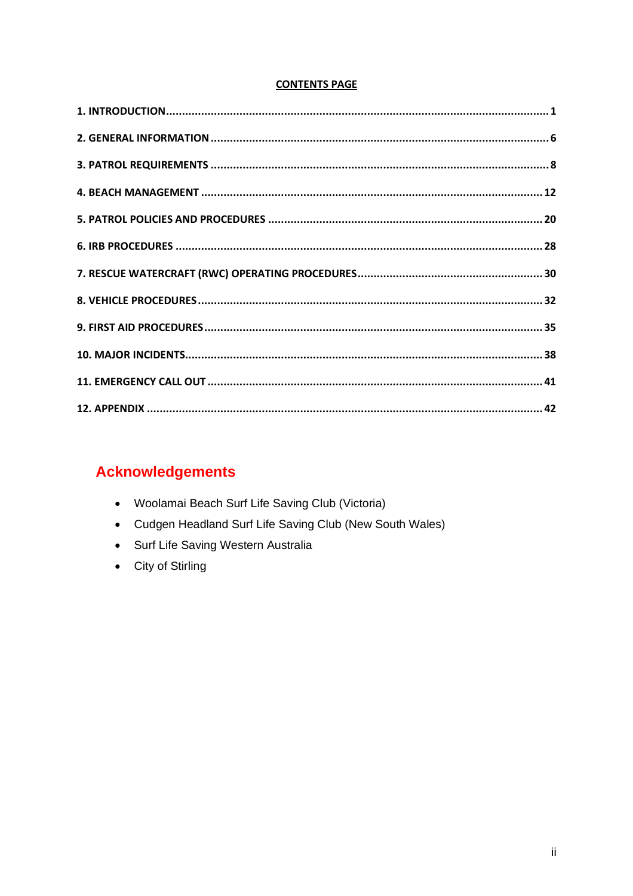**CONTENTS PAGE**

**1. INTRODUCTION** .......... **1**

**2. GENERAL INFORMATION** .......... **6**

**3. PATROL REQUIREMENTS** .......... **8**

**4. BEACH MANAGEMENT** .......... **12**

**5. PATROL POLICIES AND PROCEDURES** .......... **20**

**6. IRB PROCEDURES** .......... **28**

**7. RESCUE WATERCRAFT (RWC) OPERATING PROCEDURES** .......... **30**

**8. VEHICLE PROCEDURES** .......... **32**

**9. FIRST AID PROCEDURES** .......... **35**

**10. MAJOR INCIDENTS** .......... **38**

**11. EMERGENCY CALL OUT** .......... **41**

**12. APPENDIX** .......... **42**

## Acknowledgements

- Woolamai Beach Surf Life Saving Club (Victoria)
- Cudgen Headland Surf Life Saving Club (New South Wales)
- Surf Life Saving Western Australia
- City of Stirling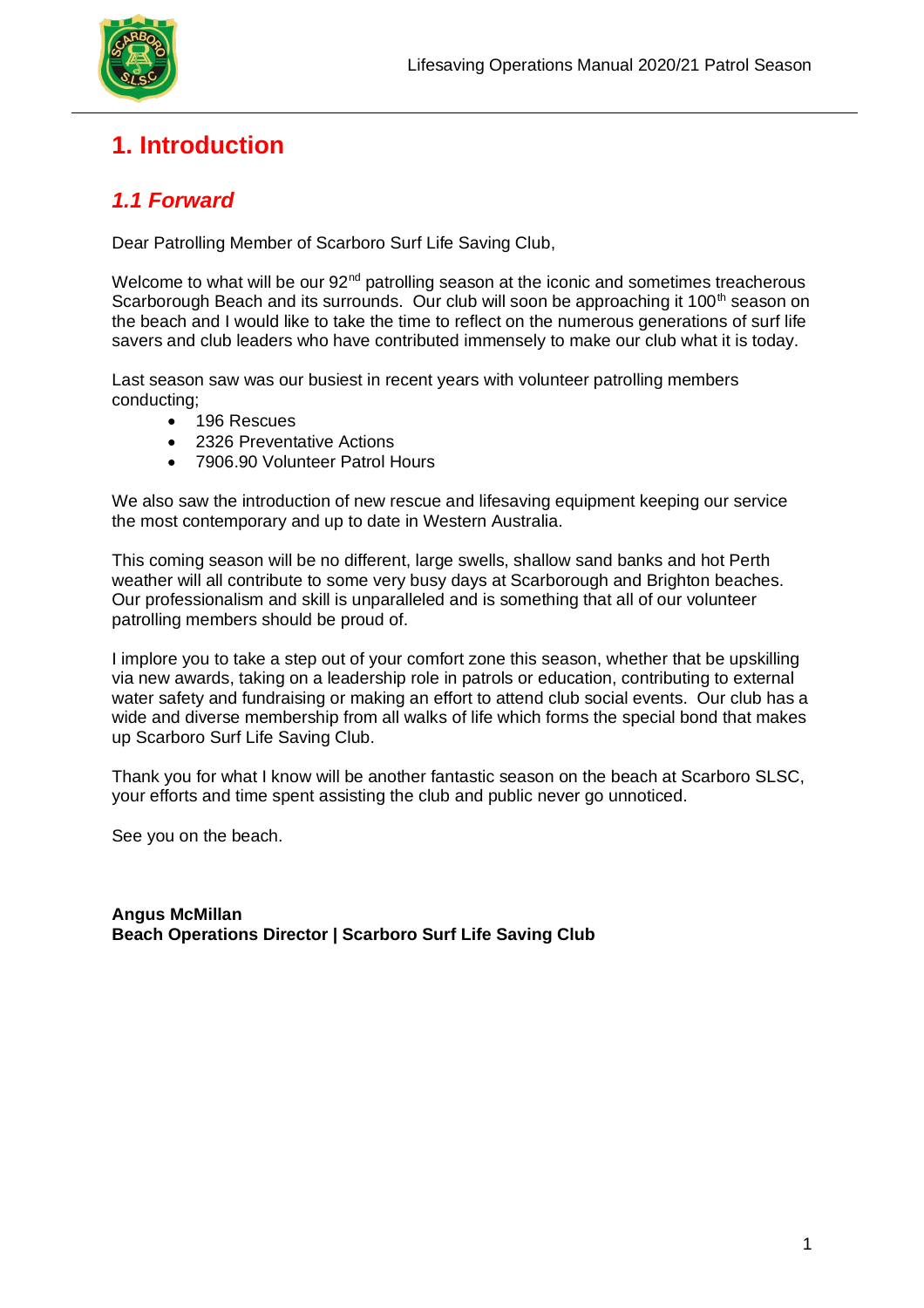# 1. Introduction

## *1.1 Forward*

Dear Patrolling Member of Scarboro Surf Life Saving Club,

Welcome to what will be our 92nd patrolling season at the iconic and sometimes treacherous Scarborough Beach and its surrounds. Our club will soon be approaching it 100th season on the beach and I would like to take the time to reflect on the numerous generations of surf life savers and club leaders who have contributed immensely to make our club what it is today.

Last season saw was our busiest in recent years with volunteer patrolling members conducting;

- 196 Rescues
- 2326 Preventative Actions
- 7906.90 Volunteer Patrol Hours

We also saw the introduction of new rescue and lifesaving equipment keeping our service the most contemporary and up to date in Western Australia.

This coming season will be no different, large swells, shallow sand banks and hot Perth weather will all contribute to some very busy days at Scarborough and Brighton beaches. Our professionalism and skill is unparalleled and is something that all of our volunteer patrolling members should be proud of.

I implore you to take a step out of your comfort zone this season, whether that be upskilling via new awards, taking on a leadership role in patrols or education, contributing to external water safety and fundraising or making an effort to attend club social events. Our club has a wide and diverse membership from all walks of life which forms the special bond that makes up Scarboro Surf Life Saving Club.

Thank you for what I know will be another fantastic season on the beach at Scarboro SLSC, your efforts and time spent assisting the club and public never go unnoticed.

See you on the beach.

**Angus McMillan**
**Beach Operations Director | Scarboro Surf Life Saving Club**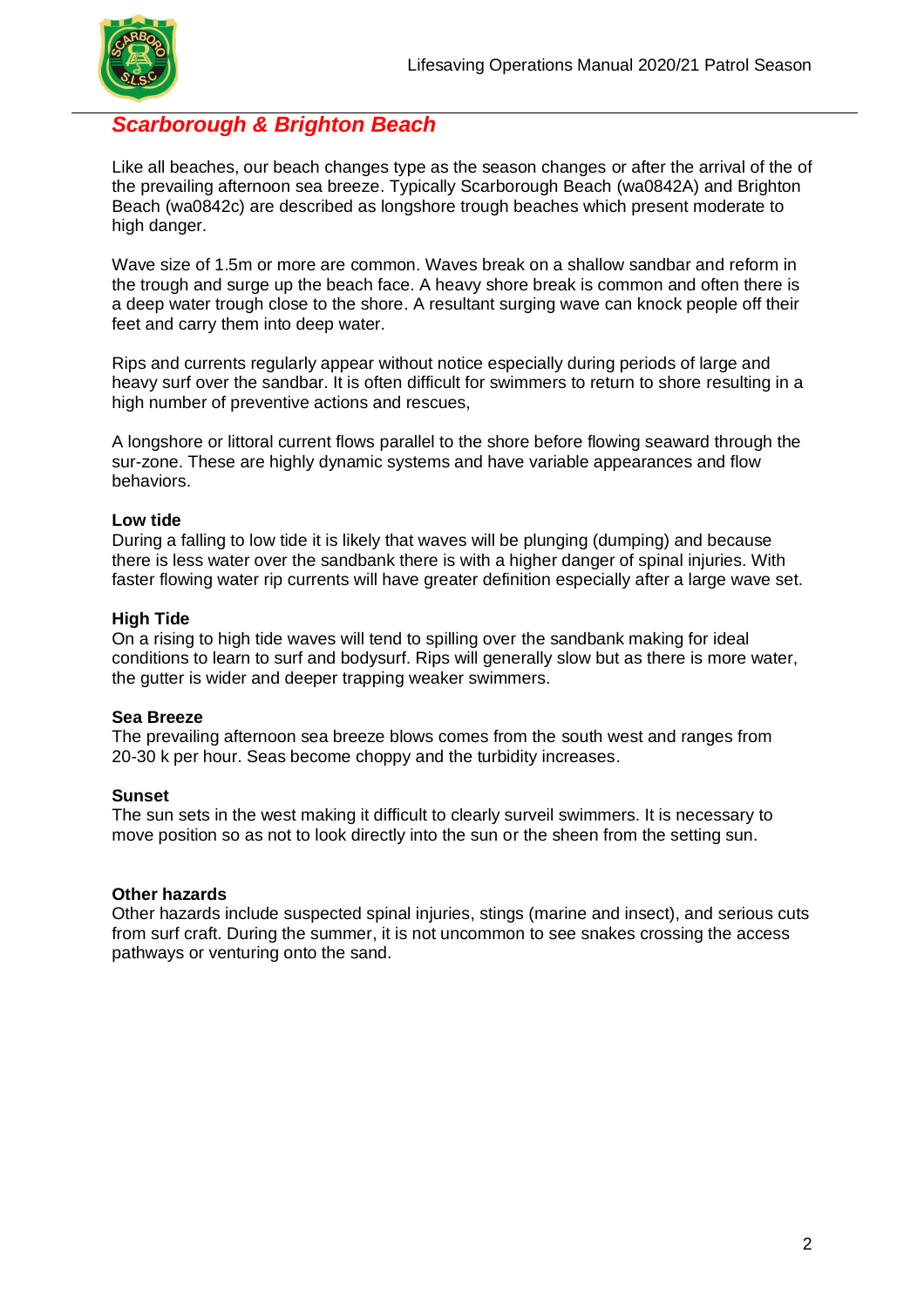## *Scarborough & Brighton Beach*

Like all beaches, our beach changes type as the season changes or after the arrival of the of the prevailing afternoon sea breeze. Typically Scarborough Beach (wa0842A) and Brighton Beach (wa0842c) are described as longshore trough beaches which present moderate to high danger.

Wave size of 1.5m or more are common. Waves break on a shallow sandbar and reform in the trough and surge up the beach face. A heavy shore break is common and often there is a deep water trough close to the shore. A resultant surging wave can knock people off their feet and carry them into deep water.

Rips and currents regularly appear without notice especially during periods of large and heavy surf over the sandbar. It is often difficult for swimmers to return to shore resulting in a high number of preventive actions and rescues,

A longshore or littoral current flows parallel to the shore before flowing seaward through the sur-zone. These are highly dynamic systems and have variable appearances and flow behaviors.

**Low tide**
During a falling to low tide it is likely that waves will be plunging (dumping) and because there is less water over the sandbank there is with a higher danger of spinal injuries. With faster flowing water rip currents will have greater definition especially after a large wave set.

**High Tide**
On a rising to high tide waves will tend to spilling over the sandbank making for ideal conditions to learn to surf and bodysurf. Rips will generally slow but as there is more water, the gutter is wider and deeper trapping weaker swimmers.

**Sea Breeze**
The prevailing afternoon sea breeze blows comes from the south west and ranges from 20-30 k per hour. Seas become choppy and the turbidity increases.

**Sunset**
The sun sets in the west making it difficult to clearly surveil swimmers. It is necessary to move position so as not to look directly into the sun or the sheen from the setting sun.

**Other hazards**
Other hazards include suspected spinal injuries, stings (marine and insect), and serious cuts from surf craft. During the summer, it is not uncommon to see snakes crossing the access pathways or venturing onto the sand.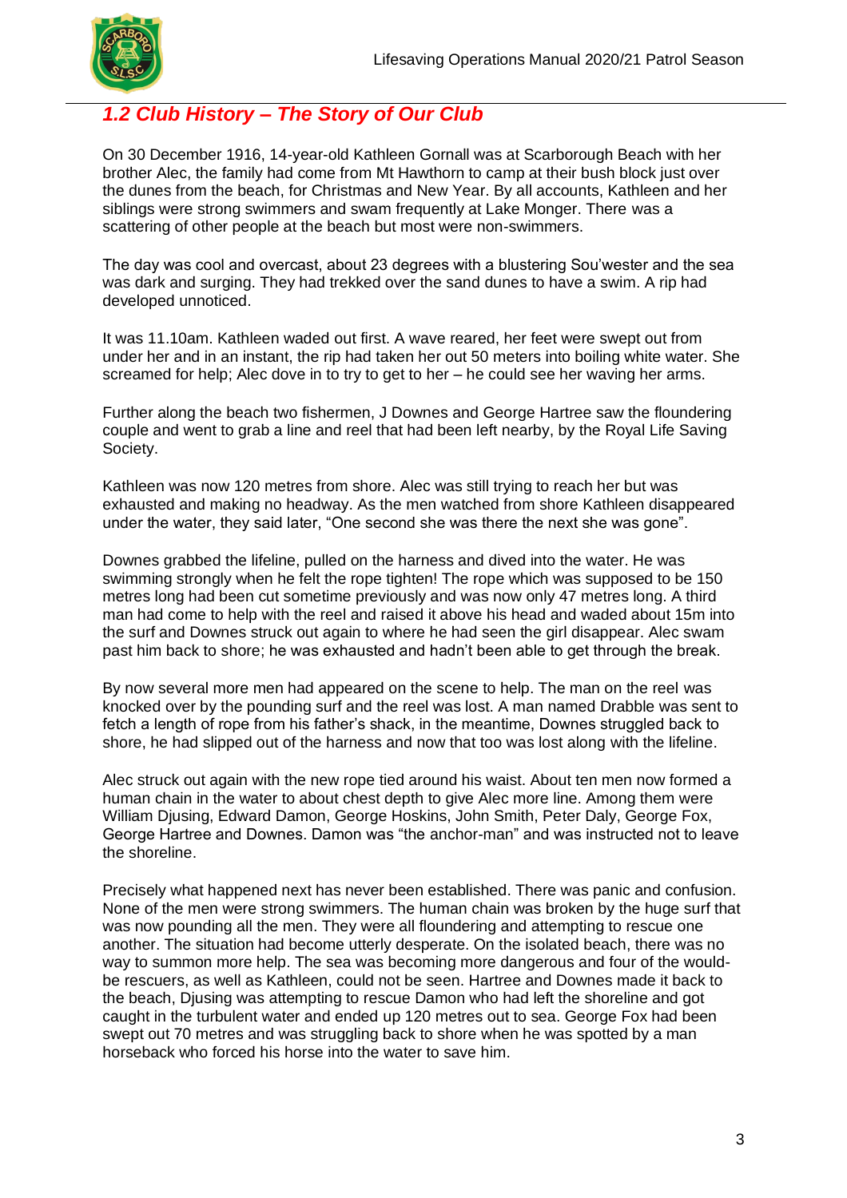## *1.2 Club History – The Story of Our Club*

On 30 December 1916, 14-year-old Kathleen Gornall was at Scarborough Beach with her brother Alec, the family had come from Mt Hawthorn to camp at their bush block just over the dunes from the beach, for Christmas and New Year. By all accounts, Kathleen and her siblings were strong swimmers and swam frequently at Lake Monger. There was a scattering of other people at the beach but most were non-swimmers.

The day was cool and overcast, about 23 degrees with a blustering Sou'wester and the sea was dark and surging. They had trekked over the sand dunes to have a swim. A rip had developed unnoticed.

It was 11.10am. Kathleen waded out first. A wave reared, her feet were swept out from under her and in an instant, the rip had taken her out 50 meters into boiling white water. She screamed for help; Alec dove in to try to get to her – he could see her waving her arms.

Further along the beach two fishermen, J Downes and George Hartree saw the floundering couple and went to grab a line and reel that had been left nearby, by the Royal Life Saving Society.

Kathleen was now 120 metres from shore. Alec was still trying to reach her but was exhausted and making no headway. As the men watched from shore Kathleen disappeared under the water, they said later, "One second she was there the next she was gone".

Downes grabbed the lifeline, pulled on the harness and dived into the water. He was swimming strongly when he felt the rope tighten! The rope which was supposed to be 150 metres long had been cut sometime previously and was now only 47 metres long. A third man had come to help with the reel and raised it above his head and waded about 15m into the surf and Downes struck out again to where he had seen the girl disappear. Alec swam past him back to shore; he was exhausted and hadn't been able to get through the break.

By now several more men had appeared on the scene to help. The man on the reel was knocked over by the pounding surf and the reel was lost. A man named Drabble was sent to fetch a length of rope from his father's shack, in the meantime, Downes struggled back to shore, he had slipped out of the harness and now that too was lost along with the lifeline.

Alec struck out again with the new rope tied around his waist. About ten men now formed a human chain in the water to about chest depth to give Alec more line. Among them were William Djusing, Edward Damon, George Hoskins, John Smith, Peter Daly, George Fox, George Hartree and Downes. Damon was "the anchor-man" and was instructed not to leave the shoreline.

Precisely what happened next has never been established. There was panic and confusion. None of the men were strong swimmers. The human chain was broken by the huge surf that was now pounding all the men. They were all floundering and attempting to rescue one another. The situation had become utterly desperate. On the isolated beach, there was no way to summon more help. The sea was becoming more dangerous and four of the would-be rescuers, as well as Kathleen, could not be seen. Hartree and Downes made it back to the beach, Djusing was attempting to rescue Damon who had left the shoreline and got caught in the turbulent water and ended up 120 metres out to sea. George Fox had been swept out 70 metres and was struggling back to shore when he was spotted by a man horseback who forced his horse into the water to save him.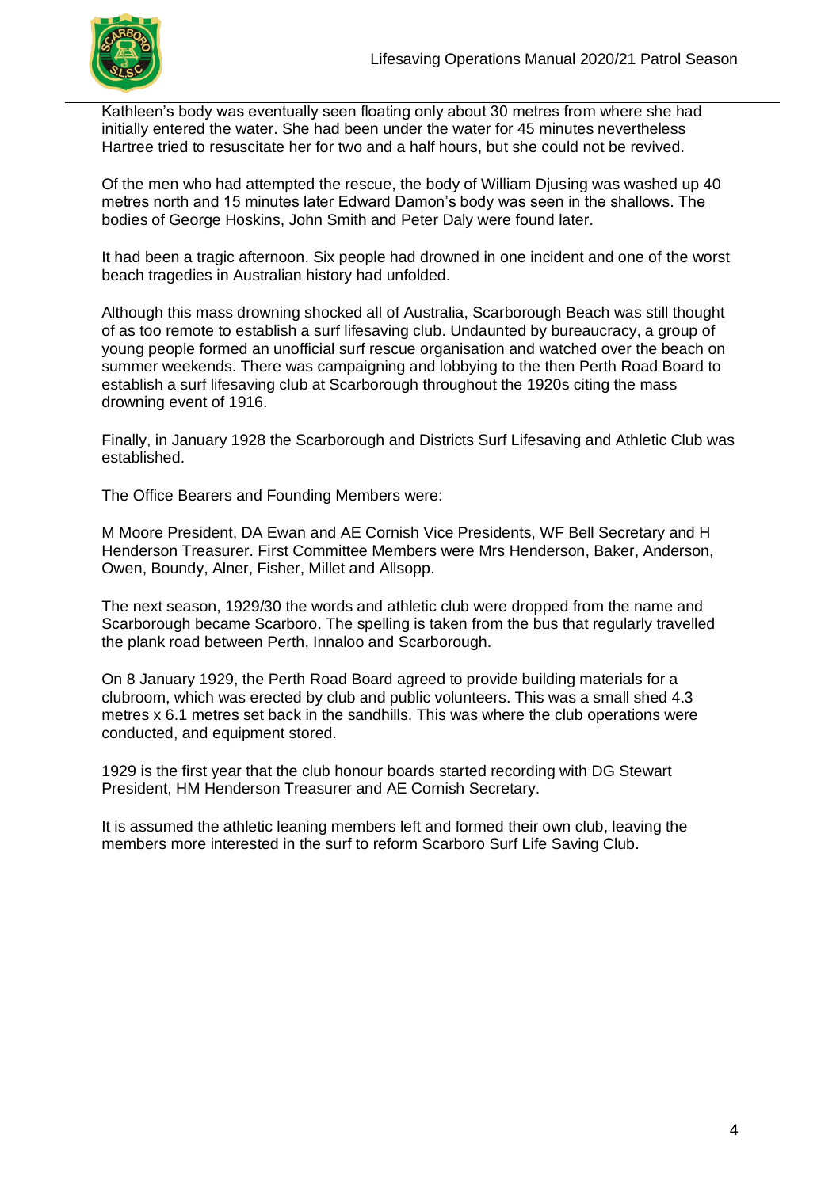Kathleen's body was eventually seen floating only about 30 metres from where she had initially entered the water. She had been under the water for 45 minutes nevertheless Hartree tried to resuscitate her for two and a half hours, but she could not be revived.

Of the men who had attempted the rescue, the body of William Djusing was washed up 40 metres north and 15 minutes later Edward Damon's body was seen in the shallows. The bodies of George Hoskins, John Smith and Peter Daly were found later.

It had been a tragic afternoon. Six people had drowned in one incident and one of the worst beach tragedies in Australian history had unfolded.

Although this mass drowning shocked all of Australia, Scarborough Beach was still thought of as too remote to establish a surf lifesaving club. Undaunted by bureaucracy, a group of young people formed an unofficial surf rescue organisation and watched over the beach on summer weekends. There was campaigning and lobbying to the then Perth Road Board to establish a surf lifesaving club at Scarborough throughout the 1920s citing the mass drowning event of 1916.

Finally, in January 1928 the Scarborough and Districts Surf Lifesaving and Athletic Club was established.

The Office Bearers and Founding Members were:

M Moore President, DA Ewan and AE Cornish Vice Presidents, WF Bell Secretary and H Henderson Treasurer. First Committee Members were Mrs Henderson, Baker, Anderson, Owen, Boundy, Alner, Fisher, Millet and Allsopp.

The next season, 1929/30 the words and athletic club were dropped from the name and Scarborough became Scarboro. The spelling is taken from the bus that regularly travelled the plank road between Perth, Innaloo and Scarborough.

On 8 January 1929, the Perth Road Board agreed to provide building materials for a clubroom, which was erected by club and public volunteers. This was a small shed 4.3 metres x 6.1 metres set back in the sandhills. This was where the club operations were conducted, and equipment stored.

1929 is the first year that the club honour boards started recording with DG Stewart President, HM Henderson Treasurer and AE Cornish Secretary.

It is assumed the athletic leaning members left and formed their own club, leaving the members more interested in the surf to reform Scarboro Surf Life Saving Club.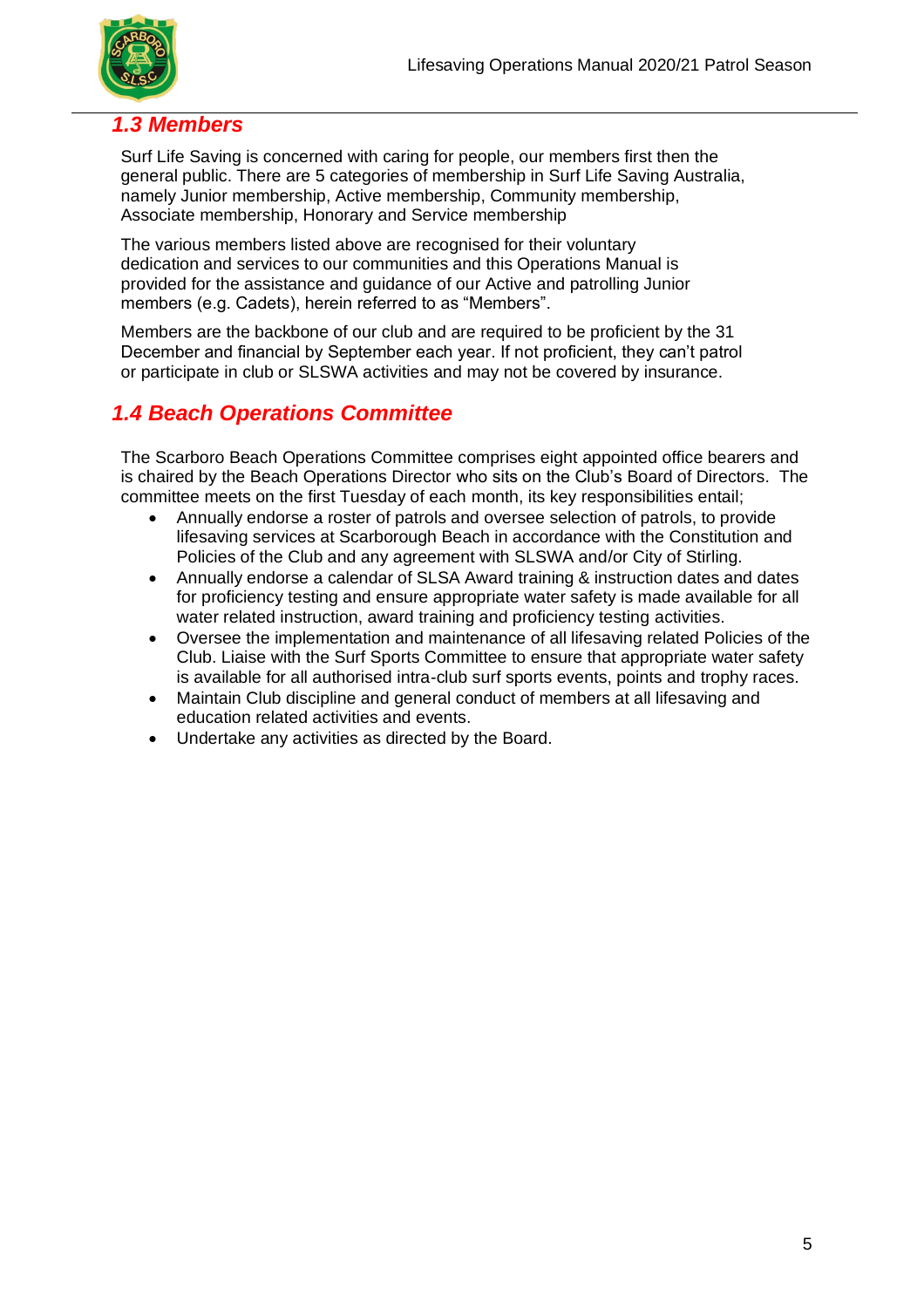## *1.3 Members*

Surf Life Saving is concerned with caring for people, our members first then the general public. There are 5 categories of membership in Surf Life Saving Australia, namely Junior membership, Active membership, Community membership, Associate membership, Honorary and Service membership

The various members listed above are recognised for their voluntary dedication and services to our communities and this Operations Manual is provided for the assistance and guidance of our Active and patrolling Junior members (e.g. Cadets), herein referred to as "Members".

Members are the backbone of our club and are required to be proficient by the 31 December and financial by September each year. If not proficient, they can't patrol or participate in club or SLSWA activities and may not be covered by insurance.

## *1.4 Beach Operations Committee*

The Scarboro Beach Operations Committee comprises eight appointed office bearers and is chaired by the Beach Operations Director who sits on the Club's Board of Directors. The committee meets on the first Tuesday of each month, its key responsibilities entail;

- Annually endorse a roster of patrols and oversee selection of patrols, to provide lifesaving services at Scarborough Beach in accordance with the Constitution and Policies of the Club and any agreement with SLSWA and/or City of Stirling.
- Annually endorse a calendar of SLSA Award training & instruction dates and dates for proficiency testing and ensure appropriate water safety is made available for all water related instruction, award training and proficiency testing activities.
- Oversee the implementation and maintenance of all lifesaving related Policies of the Club. Liaise with the Surf Sports Committee to ensure that appropriate water safety is available for all authorised intra-club surf sports events, points and trophy races.
- Maintain Club discipline and general conduct of members at all lifesaving and education related activities and events.
- Undertake any activities as directed by the Board.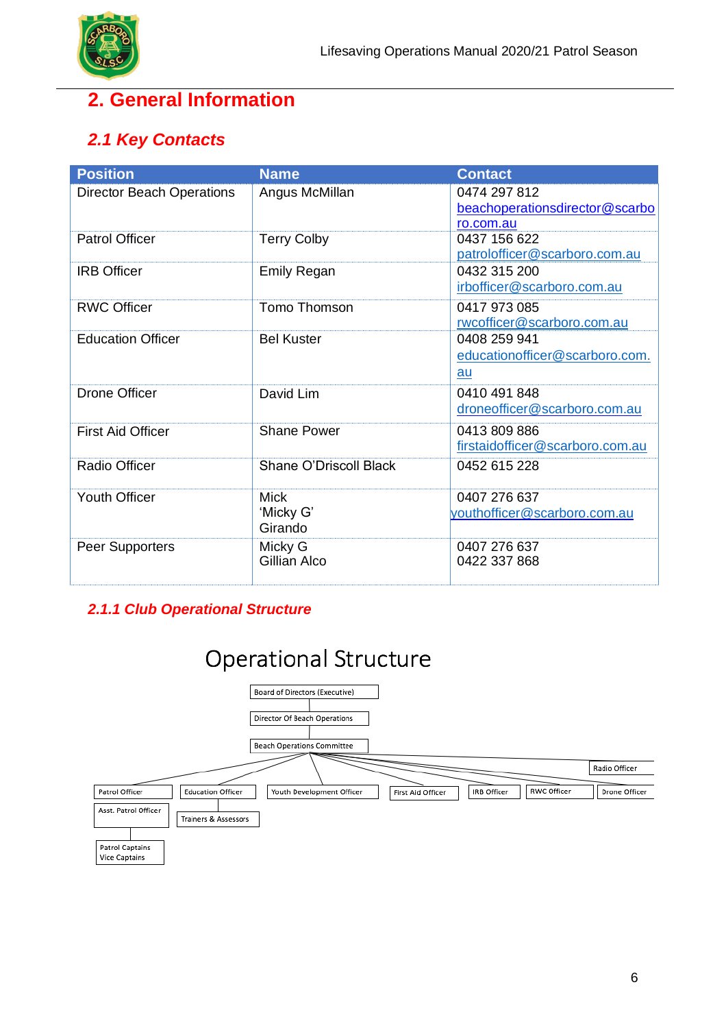## 2. General Information

### *2.1 Key Contacts*

| Position | Name | Contact |
|---|---|---|
| Director Beach Operations | Angus McMillan | 0474 297 812<br>beachoperationsdirector@scarboro.com.au |
| Patrol Officer | Terry Colby | 0437 156 622<br>patrolofficer@scarboro.com.au |
| IRB Officer | Emily Regan | 0432 315 200<br>irbofficer@scarboro.com.au |
| RWC Officer | Tomo Thomson | 0417 973 085<br>rwcofficer@scarboro.com.au |
| Education Officer | Bel Kuster | 0408 259 941<br>educationofficer@scarboro.com.au |
| Drone Officer | David Lim | 0410 491 848<br>droneofficer@scarboro.com.au |
| First Aid Officer | Shane Power | 0413 809 886<br>firstaidofficer@scarboro.com.au |
| Radio Officer | Shane O'Driscoll Black | 0452 615 228 |
| Youth Officer | Mick 'Micky G' Girando | 0407 276 637<br>youthofficer@scarboro.com.au |
| Peer Supporters | Micky G<br>Gillian Alco | 0407 276 637<br>0422 337 868 |

#### *2.1.1 Club Operational Structure*

Operational Structure

- Board of Directors (Executive)
  - Director Of Beach Operations
    - Beach Operations Committee
      - Patrol Officer
        - Asst. Patrol Officer
          - Patrol Captains, Vice Captains
      - Education Officer
        - Trainers & Assessors
      - Youth Development Officer
      - First Aid Officer
      - IRB Officer
      - RWC Officer
      - Drone Officer
      - Radio Officer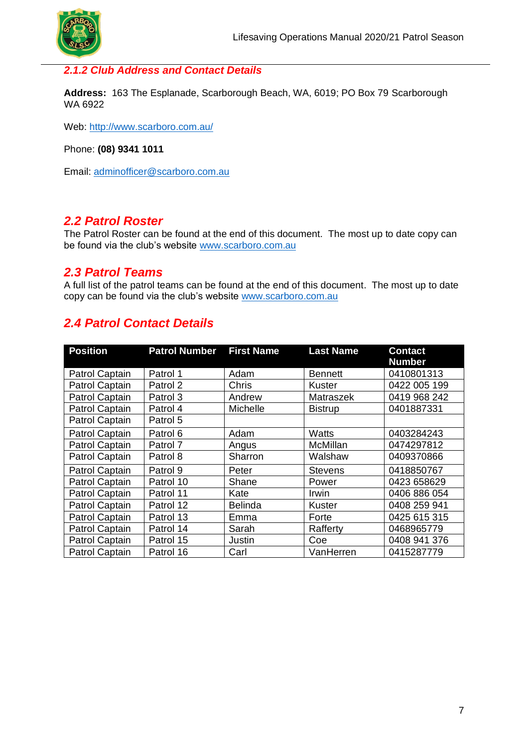### 2.1.2 Club Address and Contact Details

**Address:** 163 The Esplanade, Scarborough Beach, WA, 6019; PO Box 79 Scarborough WA 6922

Web: http://www.scarboro.com.au/

Phone: **(08) 9341 1011**

Email: adminofficer@scarboro.com.au

## 2.2 Patrol Roster

The Patrol Roster can be found at the end of this document. The most up to date copy can be found via the club's website www.scarboro.com.au

## 2.3 Patrol Teams

A full list of the patrol teams can be found at the end of this document. The most up to date copy can be found via the club's website www.scarboro.com.au

## 2.4 Patrol Contact Details

| Position | Patrol Number | First Name | Last Name | Contact Number |
|---|---|---|---|---|
| Patrol Captain | Patrol 1 | Adam | Bennett | 0410801313 |
| Patrol Captain | Patrol 2 | Chris | Kuster | 0422 005 199 |
| Patrol Captain | Patrol 3 | Andrew | Matraszek | 0419 968 242 |
| Patrol Captain | Patrol 4 | Michelle | Bistrup | 0401887331 |
| Patrol Captain | Patrol 5 | | | |
| Patrol Captain | Patrol 6 | Adam | Watts | 0403284243 |
| Patrol Captain | Patrol 7 | Angus | McMillan | 0474297812 |
| Patrol Captain | Patrol 8 | Sharron | Walshaw | 0409370866 |
| Patrol Captain | Patrol 9 | Peter | Stevens | 0418850767 |
| Patrol Captain | Patrol 10 | Shane | Power | 0423 658629 |
| Patrol Captain | Patrol 11 | Kate | Irwin | 0406 886 054 |
| Patrol Captain | Patrol 12 | Belinda | Kuster | 0408 259 941 |
| Patrol Captain | Patrol 13 | Emma | Forte | 0425 615 315 |
| Patrol Captain | Patrol 14 | Sarah | Rafferty | 0468965779 |
| Patrol Captain | Patrol 15 | Justin | Coe | 0408 941 376 |
| Patrol Captain | Patrol 16 | Carl | VanHerren | 0415287779 |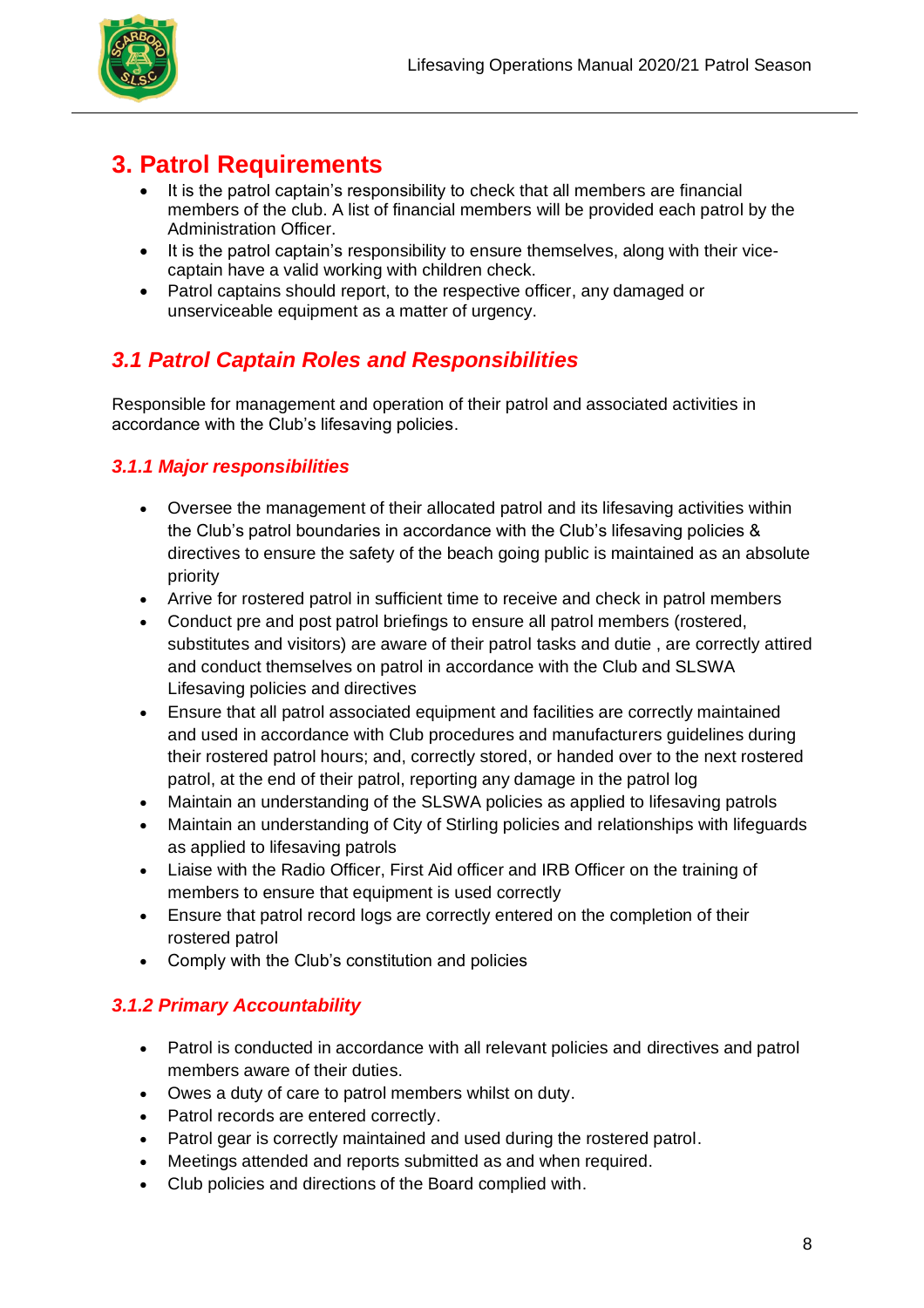# 3. Patrol Requirements

- It is the patrol captain's responsibility to check that all members are financial members of the club. A list of financial members will be provided each patrol by the Administration Officer.
- It is the patrol captain's responsibility to ensure themselves, along with their vice-captain have a valid working with children check.
- Patrol captains should report, to the respective officer, any damaged or unserviceable equipment as a matter of urgency.

## *3.1 Patrol Captain Roles and Responsibilities*

Responsible for management and operation of their patrol and associated activities in accordance with the Club's lifesaving policies.

### *3.1.1 Major responsibilities*

- Oversee the management of their allocated patrol and its lifesaving activities within the Club's patrol boundaries in accordance with the Club's lifesaving policies & directives to ensure the safety of the beach going public is maintained as an absolute priority
- Arrive for rostered patrol in sufficient time to receive and check in patrol members
- Conduct pre and post patrol briefings to ensure all patrol members (rostered, substitutes and visitors) are aware of their patrol tasks and dutie , are correctly attired and conduct themselves on patrol in accordance with the Club and SLSWA Lifesaving policies and directives
- Ensure that all patrol associated equipment and facilities are correctly maintained and used in accordance with Club procedures and manufacturers guidelines during their rostered patrol hours; and, correctly stored, or handed over to the next rostered patrol, at the end of their patrol, reporting any damage in the patrol log
- Maintain an understanding of the SLSWA policies as applied to lifesaving patrols
- Maintain an understanding of City of Stirling policies and relationships with lifeguards as applied to lifesaving patrols
- Liaise with the Radio Officer, First Aid officer and IRB Officer on the training of members to ensure that equipment is used correctly
- Ensure that patrol record logs are correctly entered on the completion of their rostered patrol
- Comply with the Club's constitution and policies

### *3.1.2 Primary Accountability*

- Patrol is conducted in accordance with all relevant policies and directives and patrol members aware of their duties.
- Owes a duty of care to patrol members whilst on duty.
- Patrol records are entered correctly.
- Patrol gear is correctly maintained and used during the rostered patrol.
- Meetings attended and reports submitted as and when required.
- Club policies and directions of the Board complied with.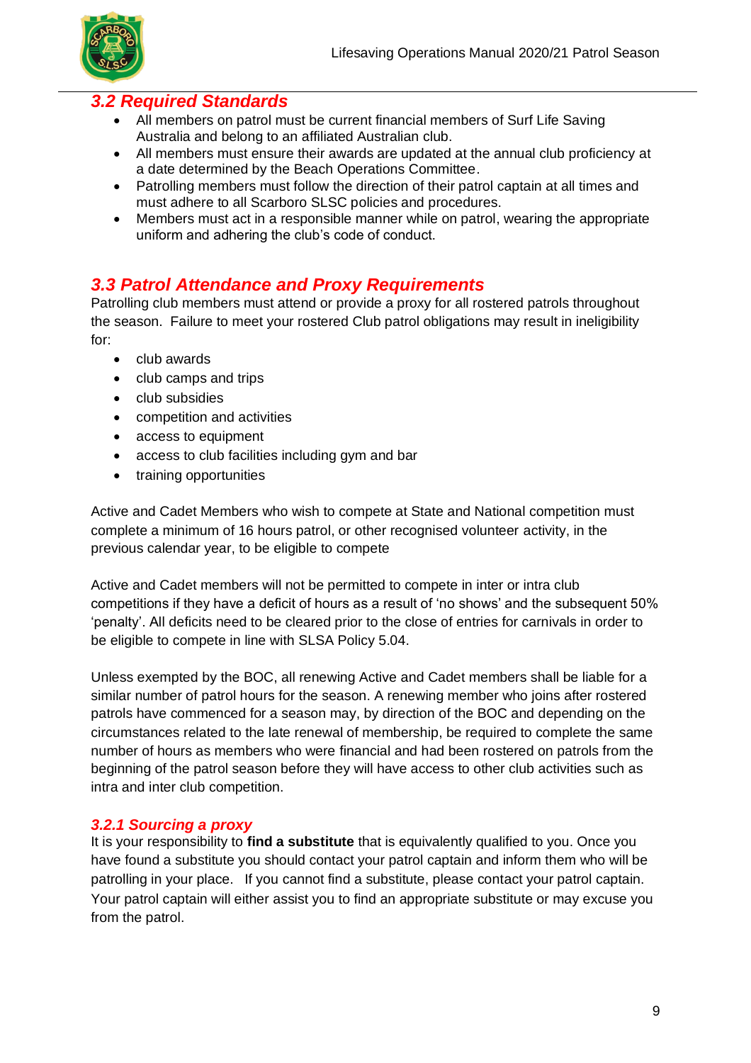## *3.2 Required Standards*

- All members on patrol must be current financial members of Surf Life Saving Australia and belong to an affiliated Australian club.
- All members must ensure their awards are updated at the annual club proficiency at a date determined by the Beach Operations Committee.
- Patrolling members must follow the direction of their patrol captain at all times and must adhere to all Scarboro SLSC policies and procedures.
- Members must act in a responsible manner while on patrol, wearing the appropriate uniform and adhering the club's code of conduct.

## *3.3 Patrol Attendance and Proxy Requirements*

Patrolling club members must attend or provide a proxy for all rostered patrols throughout the season. Failure to meet your rostered Club patrol obligations may result in ineligibility for:

- club awards
- club camps and trips
- club subsidies
- competition and activities
- access to equipment
- access to club facilities including gym and bar
- training opportunities

Active and Cadet Members who wish to compete at State and National competition must complete a minimum of 16 hours patrol, or other recognised volunteer activity, in the previous calendar year, to be eligible to compete

Active and Cadet members will not be permitted to compete in inter or intra club competitions if they have a deficit of hours as a result of 'no shows' and the subsequent 50% 'penalty'. All deficits need to be cleared prior to the close of entries for carnivals in order to be eligible to compete in line with SLSA Policy 5.04.

Unless exempted by the BOC, all renewing Active and Cadet members shall be liable for a similar number of patrol hours for the season. A renewing member who joins after rostered patrols have commenced for a season may, by direction of the BOC and depending on the circumstances related to the late renewal of membership, be required to complete the same number of hours as members who were financial and had been rostered on patrols from the beginning of the patrol season before they will have access to other club activities such as intra and inter club competition.

### *3.2.1 Sourcing a proxy*

It is your responsibility to **find a substitute** that is equivalently qualified to you. Once you have found a substitute you should contact your patrol captain and inform them who will be patrolling in your place. If you cannot find a substitute, please contact your patrol captain. Your patrol captain will either assist you to find an appropriate substitute or may excuse you from the patrol.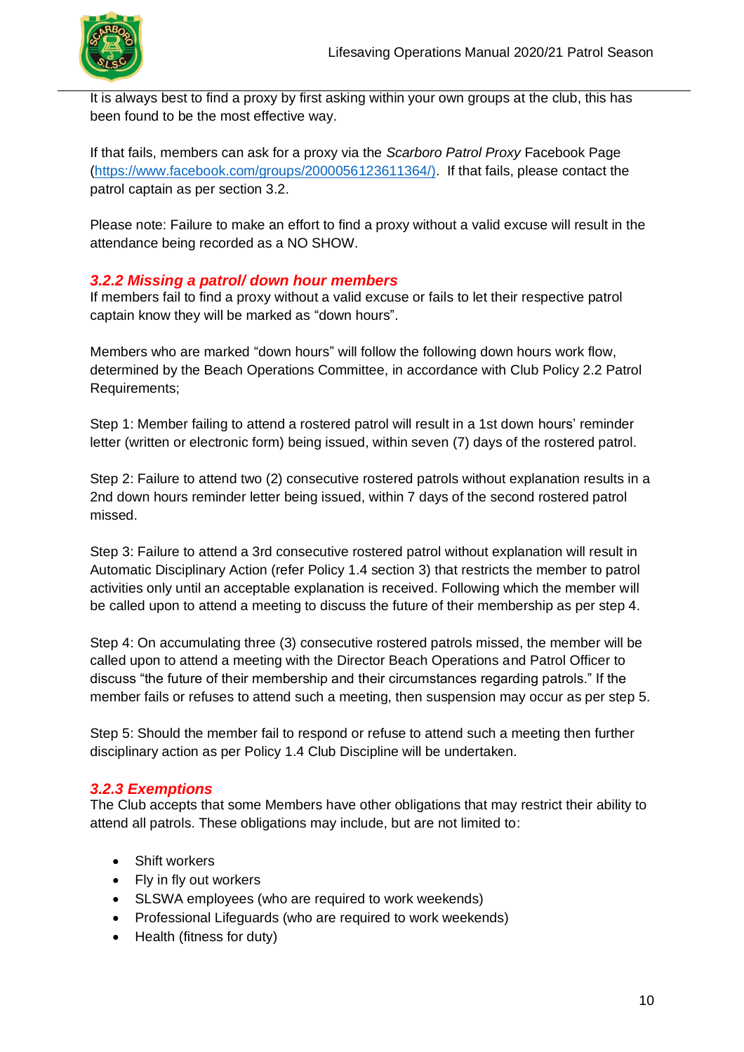It is always best to find a proxy by first asking within your own groups at the club, this has been found to be the most effective way.

If that fails, members can ask for a proxy via the *Scarboro Patrol Proxy* Facebook Page ([https://www.facebook.com/groups/2000056123611364/](https://www.facebook.com/groups/2000056123611364/)). If that fails, please contact the patrol captain as per section 3.2.

Please note: Failure to make an effort to find a proxy without a valid excuse will result in the attendance being recorded as a NO SHOW.

### *3.2.2 Missing a patrol/ down hour members*

If members fail to find a proxy without a valid excuse or fails to let their respective patrol captain know they will be marked as "down hours".

Members who are marked "down hours" will follow the following down hours work flow, determined by the Beach Operations Committee, in accordance with Club Policy 2.2 Patrol Requirements;

Step 1: Member failing to attend a rostered patrol will result in a 1st down hours' reminder letter (written or electronic form) being issued, within seven (7) days of the rostered patrol.

Step 2: Failure to attend two (2) consecutive rostered patrols without explanation results in a 2nd down hours reminder letter being issued, within 7 days of the second rostered patrol missed.

Step 3: Failure to attend a 3rd consecutive rostered patrol without explanation will result in Automatic Disciplinary Action (refer Policy 1.4 section 3) that restricts the member to patrol activities only until an acceptable explanation is received. Following which the member will be called upon to attend a meeting to discuss the future of their membership as per step 4.

Step 4: On accumulating three (3) consecutive rostered patrols missed, the member will be called upon to attend a meeting with the Director Beach Operations and Patrol Officer to discuss "the future of their membership and their circumstances regarding patrols." If the member fails or refuses to attend such a meeting, then suspension may occur as per step 5.

Step 5: Should the member fail to respond or refuse to attend such a meeting then further disciplinary action as per Policy 1.4 Club Discipline will be undertaken.

### *3.2.3 Exemptions*

The Club accepts that some Members have other obligations that may restrict their ability to attend all patrols. These obligations may include, but are not limited to:

- Shift workers
- Fly in fly out workers
- SLSWA employees (who are required to work weekends)
- Professional Lifeguards (who are required to work weekends)
- Health (fitness for duty)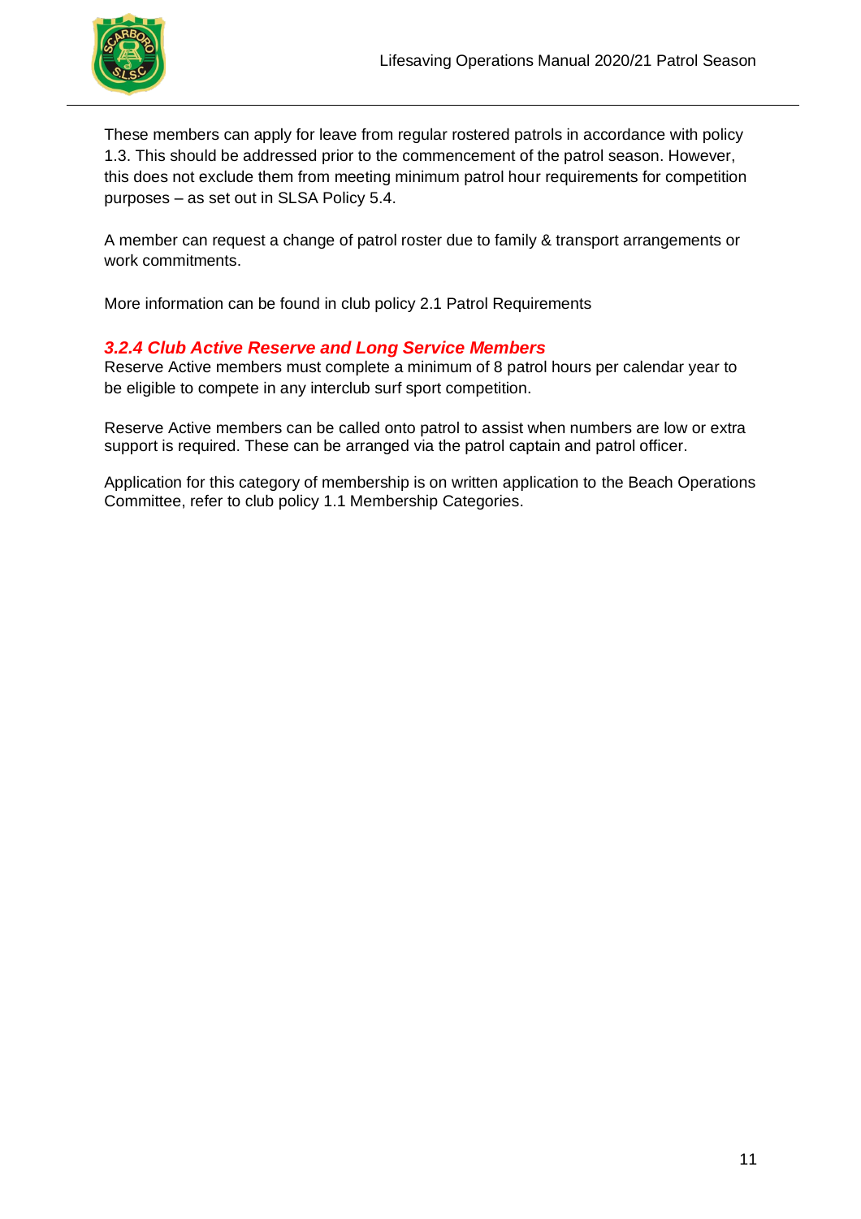These members can apply for leave from regular rostered patrols in accordance with policy 1.3. This should be addressed prior to the commencement of the patrol season. However, this does not exclude them from meeting minimum patrol hour requirements for competition purposes – as set out in SLSA Policy 5.4.

A member can request a change of patrol roster due to family & transport arrangements or work commitments.

More information can be found in club policy 2.1 Patrol Requirements

#### *3.2.4 Club Active Reserve and Long Service Members*

Reserve Active members must complete a minimum of 8 patrol hours per calendar year to be eligible to compete in any interclub surf sport competition.

Reserve Active members can be called onto patrol to assist when numbers are low or extra support is required. These can be arranged via the patrol captain and patrol officer.

Application for this category of membership is on written application to the Beach Operations Committee, refer to club policy 1.1 Membership Categories.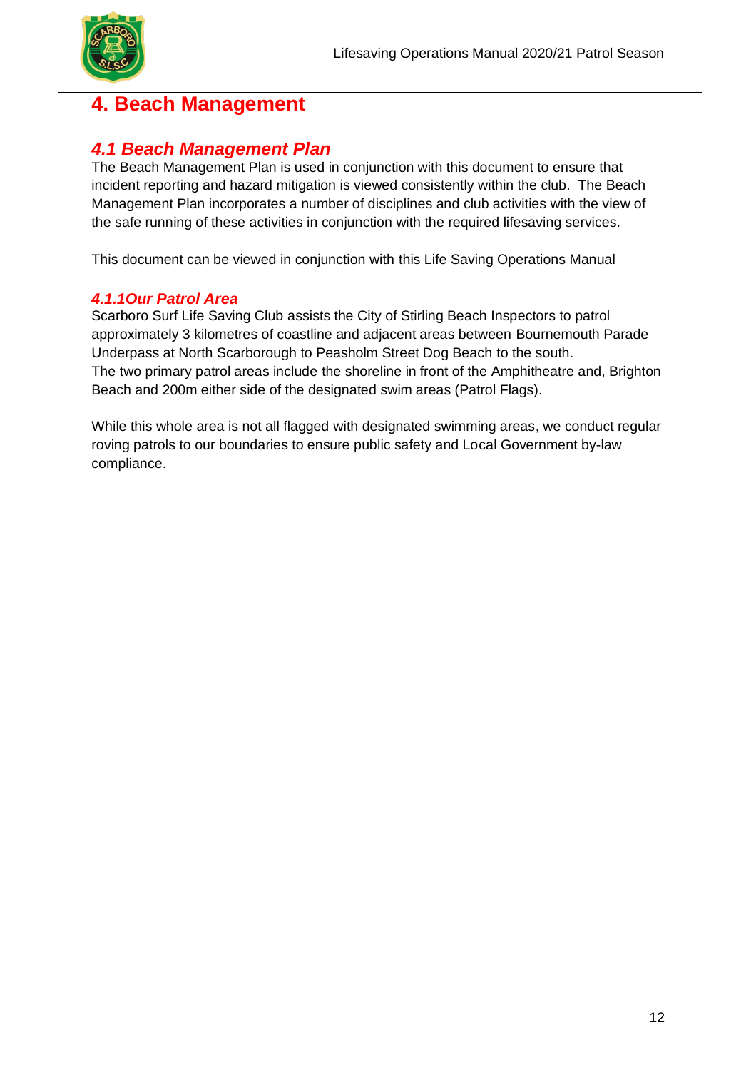# 4. Beach Management

## *4.1 Beach Management Plan*

The Beach Management Plan is used in conjunction with this document to ensure that incident reporting and hazard mitigation is viewed consistently within the club. The Beach Management Plan incorporates a number of disciplines and club activities with the view of the safe running of these activities in conjunction with the required lifesaving services.

This document can be viewed in conjunction with this Life Saving Operations Manual

### *4.1.1Our Patrol Area*

Scarboro Surf Life Saving Club assists the City of Stirling Beach Inspectors to patrol approximately 3 kilometres of coastline and adjacent areas between Bournemouth Parade Underpass at North Scarborough to Peasholm Street Dog Beach to the south.
The two primary patrol areas include the shoreline in front of the Amphitheatre and, Brighton Beach and 200m either side of the designated swim areas (Patrol Flags).

While this whole area is not all flagged with designated swimming areas, we conduct regular roving patrols to our boundaries to ensure public safety and Local Government by-law compliance.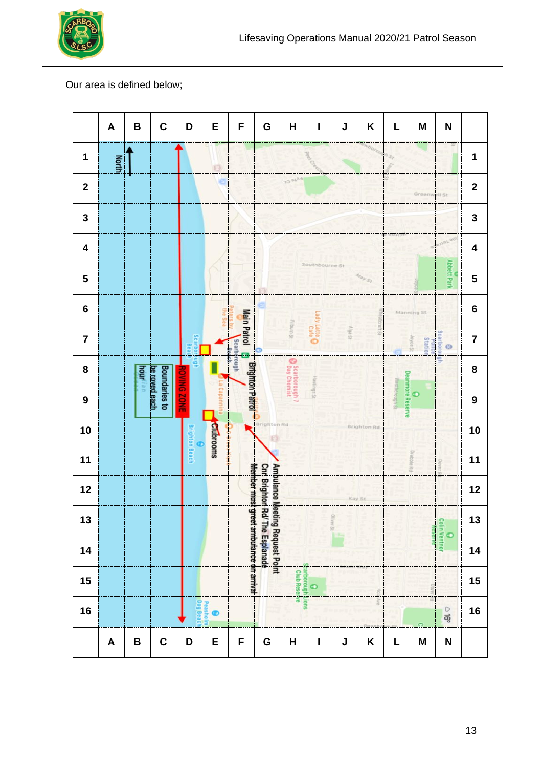Our area is defined below;

| | A | B | C | D | E | F | G | H | I | J | K | L | M | N | |
|---|---|---|---|---|---|---|---|---|---|---|---|---|---|---|---|
| 1 | | | | | | | | | | | | | | | 1 |
| 2 | | | | | | | | | | | | | | | 2 |
| 3 | | | | | | | | | | | | | | | 3 |
| 4 | | | | | | | | | | | | | | | 4 |
| 5 | | | | | | | | | | | | | | | 5 |
| 6 | | | | | | | | | | | | | | | 6 |
| 7 | | | | | | | | | | | | | | | 7 |
| 8 | | | | | | | | | | | | | | | 8 |
| 9 | | | | | | | | | | | | | | | 9 |
| 10 | | | | | | | | | | | | | | | 10 |
| 11 | | | | | | | | | | | | | | | 11 |
| 12 | | | | | | | | | | | | | | | 12 |
| 13 | | | | | | | | | | | | | | | 13 |
| 14 | | | | | | | | | | | | | | | 14 |
| 15 | | | | | | | | | | | | | | | 15 |
| 16 | | | | | | | | | | | | | | | 16 |
| | A | B | C | D | E | F | G | H | I | J | K | L | M | N | |

North

ROVING ZONE

Boundaries to be roved each hour

Main Patrol

Brighton Patrol

Clubrooms

Ambulance Meeting Request Point
Cnr Brighton Rd/ The Esplanade
Member must greet ambulance on arrival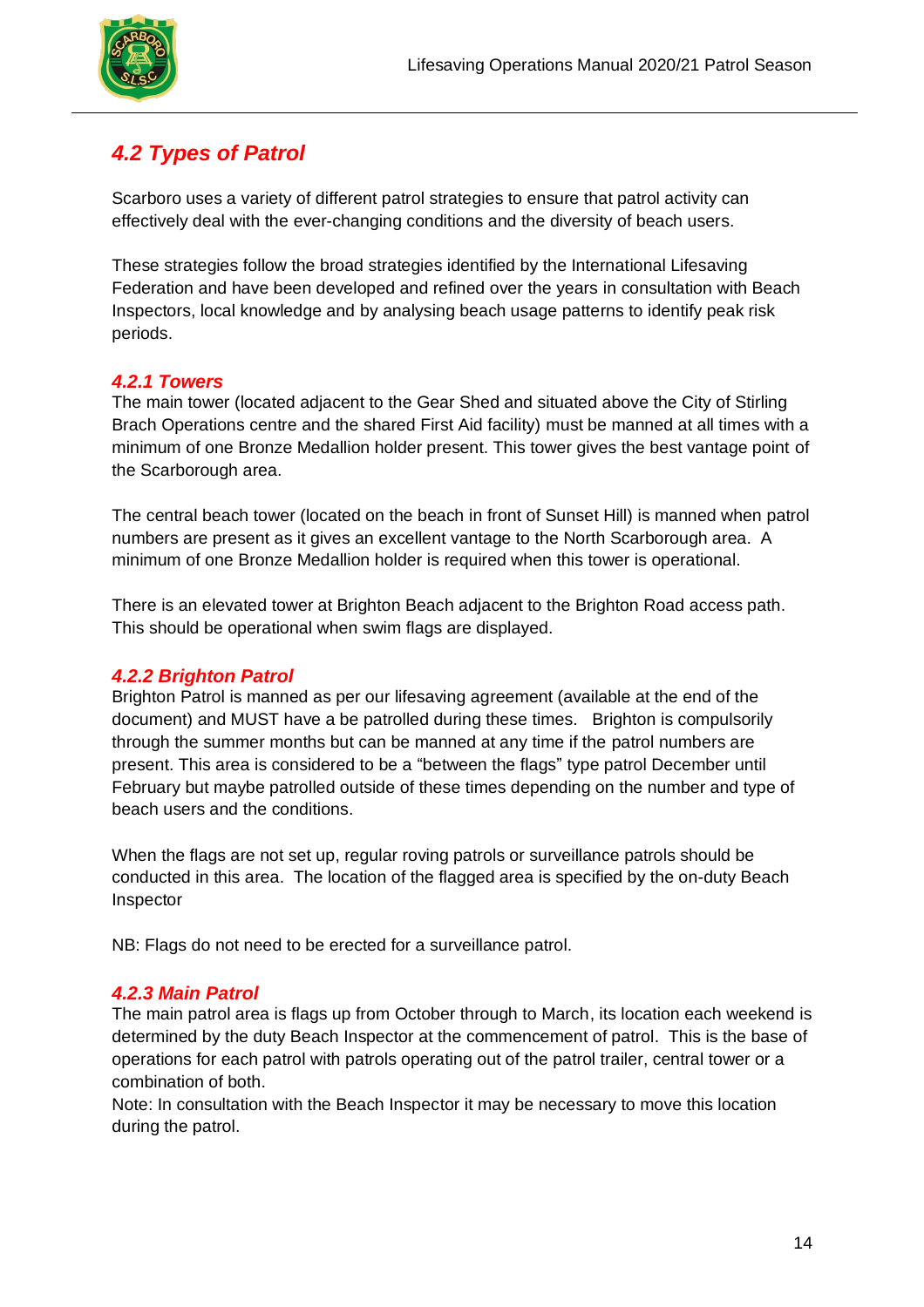## *4.2 Types of Patrol*

Scarboro uses a variety of different patrol strategies to ensure that patrol activity can effectively deal with the ever-changing conditions and the diversity of beach users.

These strategies follow the broad strategies identified by the International Lifesaving Federation and have been developed and refined over the years in consultation with Beach Inspectors, local knowledge and by analysing beach usage patterns to identify peak risk periods.

### *4.2.1 Towers*

The main tower (located adjacent to the Gear Shed and situated above the City of Stirling Brach Operations centre and the shared First Aid facility) must be manned at all times with a minimum of one Bronze Medallion holder present. This tower gives the best vantage point of the Scarborough area.

The central beach tower (located on the beach in front of Sunset Hill) is manned when patrol numbers are present as it gives an excellent vantage to the North Scarborough area. A minimum of one Bronze Medallion holder is required when this tower is operational.

There is an elevated tower at Brighton Beach adjacent to the Brighton Road access path. This should be operational when swim flags are displayed.

### *4.2.2 Brighton Patrol*

Brighton Patrol is manned as per our lifesaving agreement (available at the end of the document) and MUST have a be patrolled during these times. Brighton is compulsorily through the summer months but can be manned at any time if the patrol numbers are present. This area is considered to be a "between the flags" type patrol December until February but maybe patrolled outside of these times depending on the number and type of beach users and the conditions.

When the flags are not set up, regular roving patrols or surveillance patrols should be conducted in this area. The location of the flagged area is specified by the on-duty Beach Inspector

NB: Flags do not need to be erected for a surveillance patrol.

### *4.2.3 Main Patrol*

The main patrol area is flags up from October through to March, its location each weekend is determined by the duty Beach Inspector at the commencement of patrol. This is the base of operations for each patrol with patrols operating out of the patrol trailer, central tower or a combination of both.
Note: In consultation with the Beach Inspector it may be necessary to move this location during the patrol.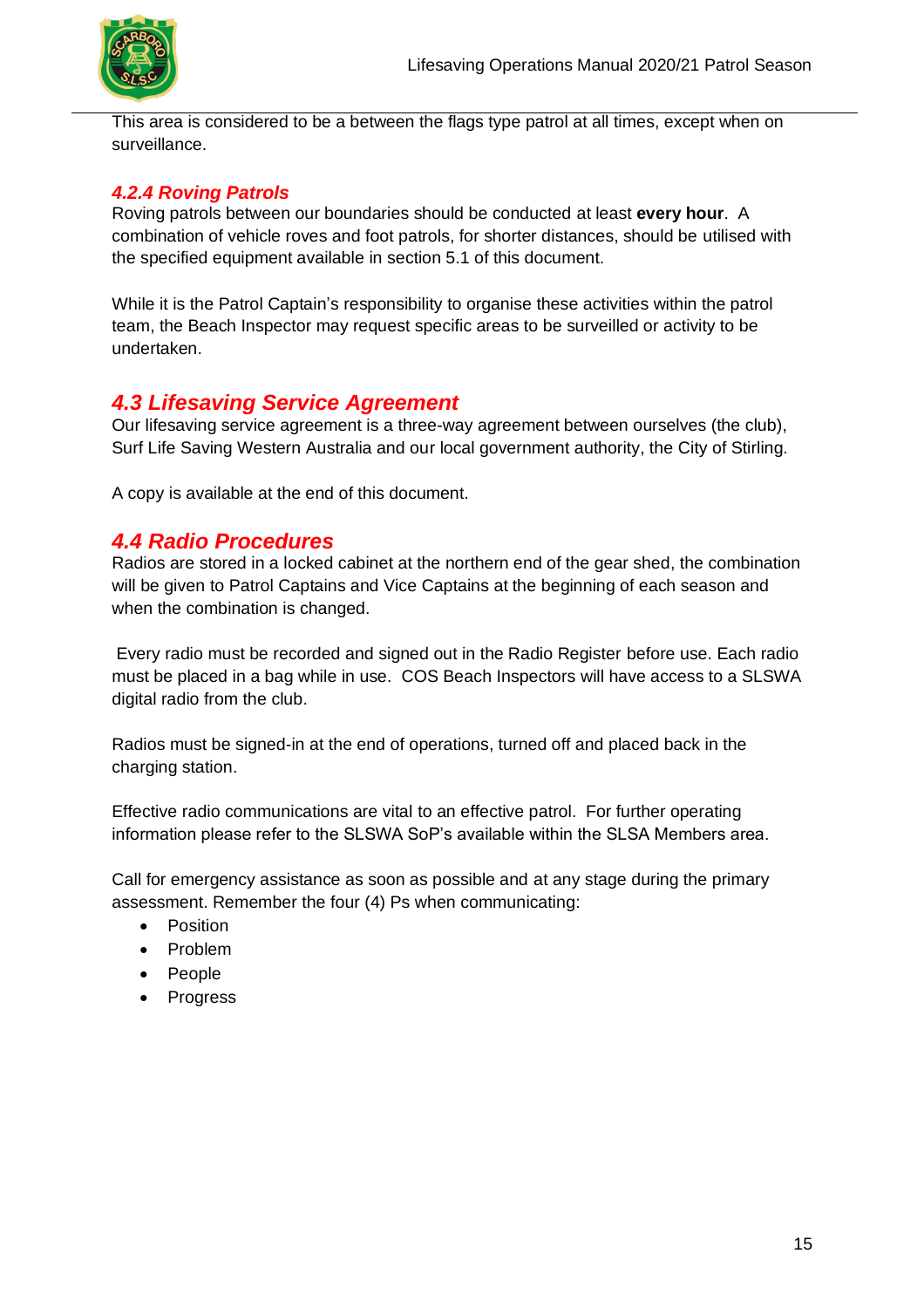This area is considered to be a between the flags type patrol at all times, except when on surveillance.

#### *4.2.4 Roving Patrols*

Roving patrols between our boundaries should be conducted at least **every hour**. A combination of vehicle roves and foot patrols, for shorter distances, should be utilised with the specified equipment available in section 5.1 of this document.

While it is the Patrol Captain's responsibility to organise these activities within the patrol team, the Beach Inspector may request specific areas to be surveilled or activity to be undertaken.

## *4.3 Lifesaving Service Agreement*

Our lifesaving service agreement is a three-way agreement between ourselves (the club), Surf Life Saving Western Australia and our local government authority, the City of Stirling.

A copy is available at the end of this document.

## *4.4 Radio Procedures*

Radios are stored in a locked cabinet at the northern end of the gear shed, the combination will be given to Patrol Captains and Vice Captains at the beginning of each season and when the combination is changed.

Every radio must be recorded and signed out in the Radio Register before use. Each radio must be placed in a bag while in use. COS Beach Inspectors will have access to a SLSWA digital radio from the club.

Radios must be signed-in at the end of operations, turned off and placed back in the charging station.

Effective radio communications are vital to an effective patrol. For further operating information please refer to the SLSWA SoP's available within the SLSA Members area.

Call for emergency assistance as soon as possible and at any stage during the primary assessment. Remember the four (4) Ps when communicating:

- Position
- Problem
- People
- Progress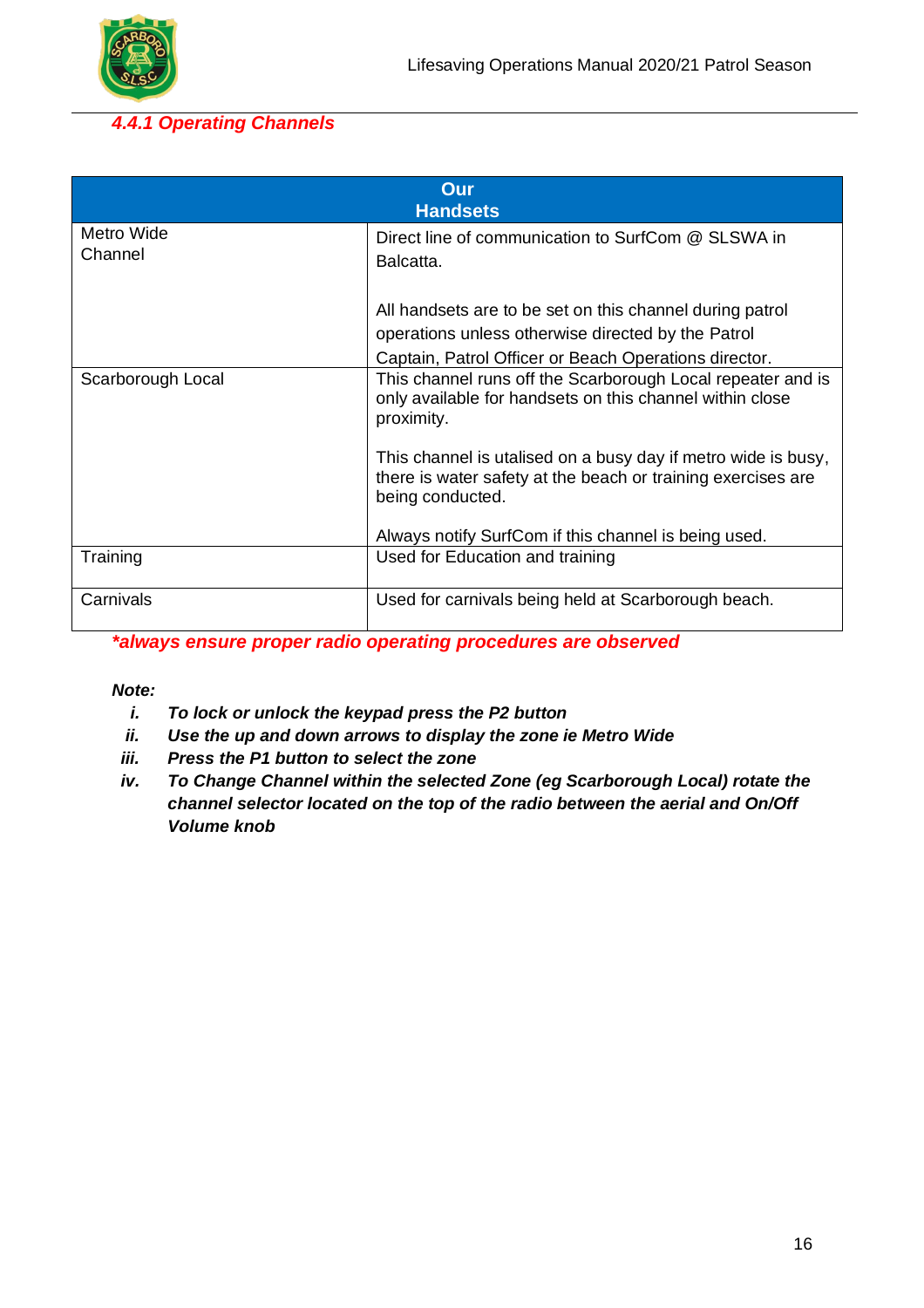#### *4.4.1 Operating Channels*

| Our Handsets | |
|---|---|
| Metro Wide Channel | Direct line of communication to SurfCom @ SLSWA in Balcatta.<br><br>All handsets are to be set on this channel during patrol operations unless otherwise directed by the Patrol Captain, Patrol Officer or Beach Operations director. |
| Scarborough Local | This channel runs off the Scarborough Local repeater and is only available for handsets on this channel within close proximity.<br><br>This channel is utalised on a busy day if metro wide is busy, there is water safety at the beach or training exercises are being conducted.<br><br>Always notify SurfCom if this channel is being used. |
| Training | Used for Education and training |
| Carnivals | Used for carnivals being held at Scarborough beach. |

***always ensure proper radio operating procedures are observed***

***Note:***

i. ***To lock or unlock the keypad press the P2 button***
ii. ***Use the up and down arrows to display the zone ie Metro Wide***
iii. ***Press the P1 button to select the zone***
iv. ***To Change Channel within the selected Zone (eg Scarborough Local) rotate the channel selector located on the top of the radio between the aerial and On/Off Volume knob***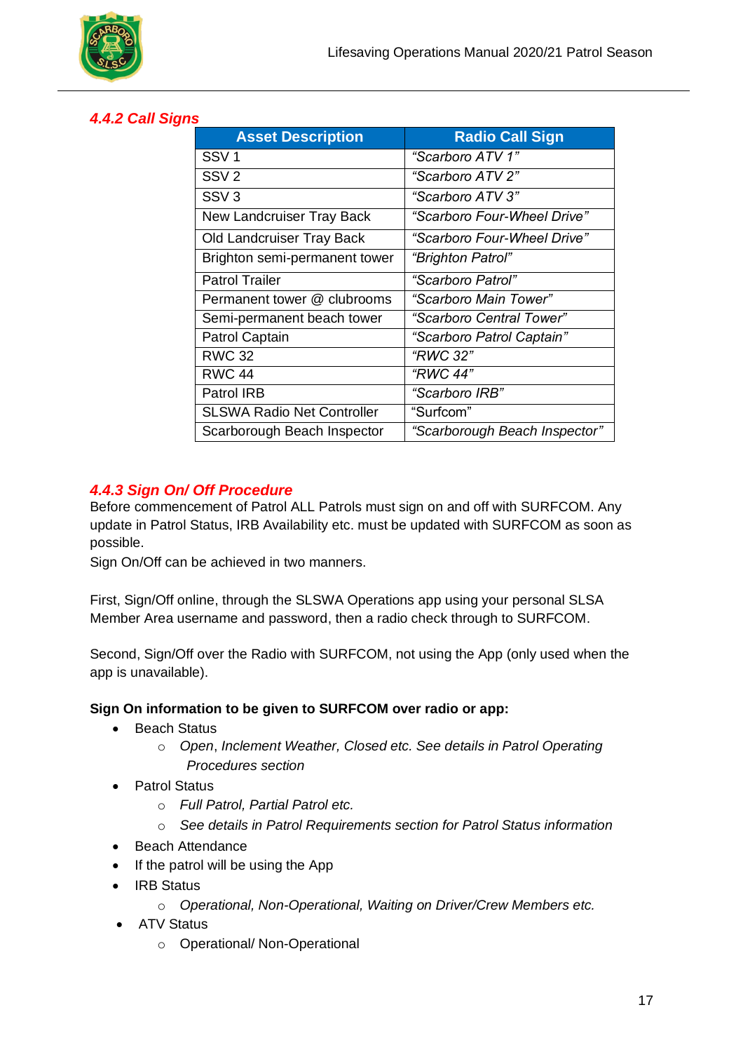### 4.4.2 Call Signs

| Asset Description | Radio Call Sign |
|---|---|
| SSV 1 | *"Scarboro ATV 1"* |
| SSV 2 | *"Scarboro ATV 2"* |
| SSV 3 | *"Scarboro ATV 3"* |
| New Landcruiser Tray Back | *"Scarboro Four-Wheel Drive"* |
| Old Landcruiser Tray Back | *"Scarboro Four-Wheel Drive"* |
| Brighton semi-permanent tower | *"Brighton Patrol"* |
| Patrol Trailer | *"Scarboro Patrol"* |
| Permanent tower @ clubrooms | *"Scarboro Main Tower"* |
| Semi-permanent beach tower | *"Scarboro Central Tower"* |
| Patrol Captain | *"Scarboro Patrol Captain"* |
| RWC 32 | *"RWC 32"* |
| RWC 44 | *"RWC 44"* |
| Patrol IRB | *"Scarboro IRB"* |
| SLSWA Radio Net Controller | "Surfcom" |
| Scarborough Beach Inspector | *"Scarborough Beach Inspector"* |

### 4.4.3 Sign On/ Off Procedure

Before commencement of Patrol ALL Patrols must sign on and off with SURFCOM. Any update in Patrol Status, IRB Availability etc. must be updated with SURFCOM as soon as possible.

Sign On/Off can be achieved in two manners.

First, Sign/Off online, through the SLSWA Operations app using your personal SLSA Member Area username and password, then a radio check through to SURFCOM.

Second, Sign/Off over the Radio with SURFCOM, not using the App (only used when the app is unavailable).

**Sign On information to be given to SURFCOM over radio or app:**

- Beach Status
  - *Open, Inclement Weather, Closed etc. See details in Patrol Operating Procedures section*
- Patrol Status
  - *Full Patrol, Partial Patrol etc.*
  - *See details in Patrol Requirements section for Patrol Status information*
- Beach Attendance
- If the patrol will be using the App
- IRB Status
  - *Operational, Non-Operational, Waiting on Driver/Crew Members etc.*
- ATV Status
  - Operational/ Non-Operational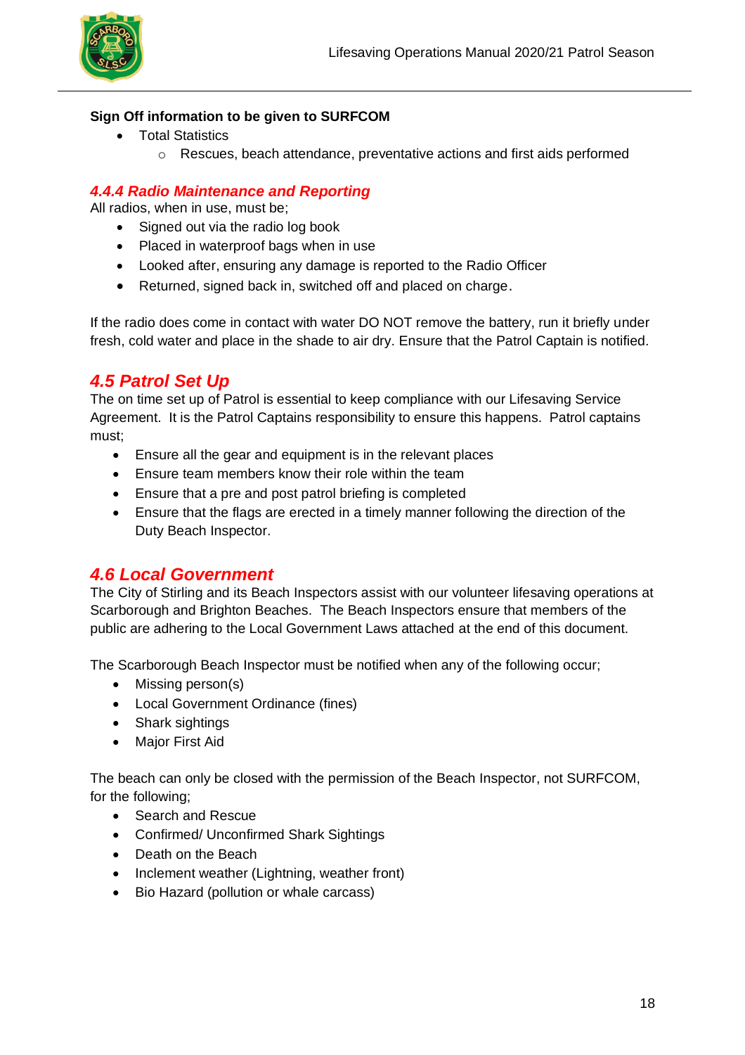**Sign Off information to be given to SURFCOM**

- Total Statistics
  - Rescues, beach attendance, preventative actions and first aids performed

### *4.4.4 Radio Maintenance and Reporting*

All radios, when in use, must be;

- Signed out via the radio log book
- Placed in waterproof bags when in use
- Looked after, ensuring any damage is reported to the Radio Officer
- Returned, signed back in, switched off and placed on charge.

If the radio does come in contact with water DO NOT remove the battery, run it briefly under fresh, cold water and place in the shade to air dry. Ensure that the Patrol Captain is notified.

## *4.5 Patrol Set Up*

The on time set up of Patrol is essential to keep compliance with our Lifesaving Service Agreement. It is the Patrol Captains responsibility to ensure this happens. Patrol captains must;

- Ensure all the gear and equipment is in the relevant places
- Ensure team members know their role within the team
- Ensure that a pre and post patrol briefing is completed
- Ensure that the flags are erected in a timely manner following the direction of the Duty Beach Inspector.

## *4.6 Local Government*

The City of Stirling and its Beach Inspectors assist with our volunteer lifesaving operations at Scarborough and Brighton Beaches. The Beach Inspectors ensure that members of the public are adhering to the Local Government Laws attached at the end of this document.

The Scarborough Beach Inspector must be notified when any of the following occur;

- Missing person(s)
- Local Government Ordinance (fines)
- Shark sightings
- Major First Aid

The beach can only be closed with the permission of the Beach Inspector, not SURFCOM, for the following;

- Search and Rescue
- Confirmed/ Unconfirmed Shark Sightings
- Death on the Beach
- Inclement weather (Lightning, weather front)
- Bio Hazard (pollution or whale carcass)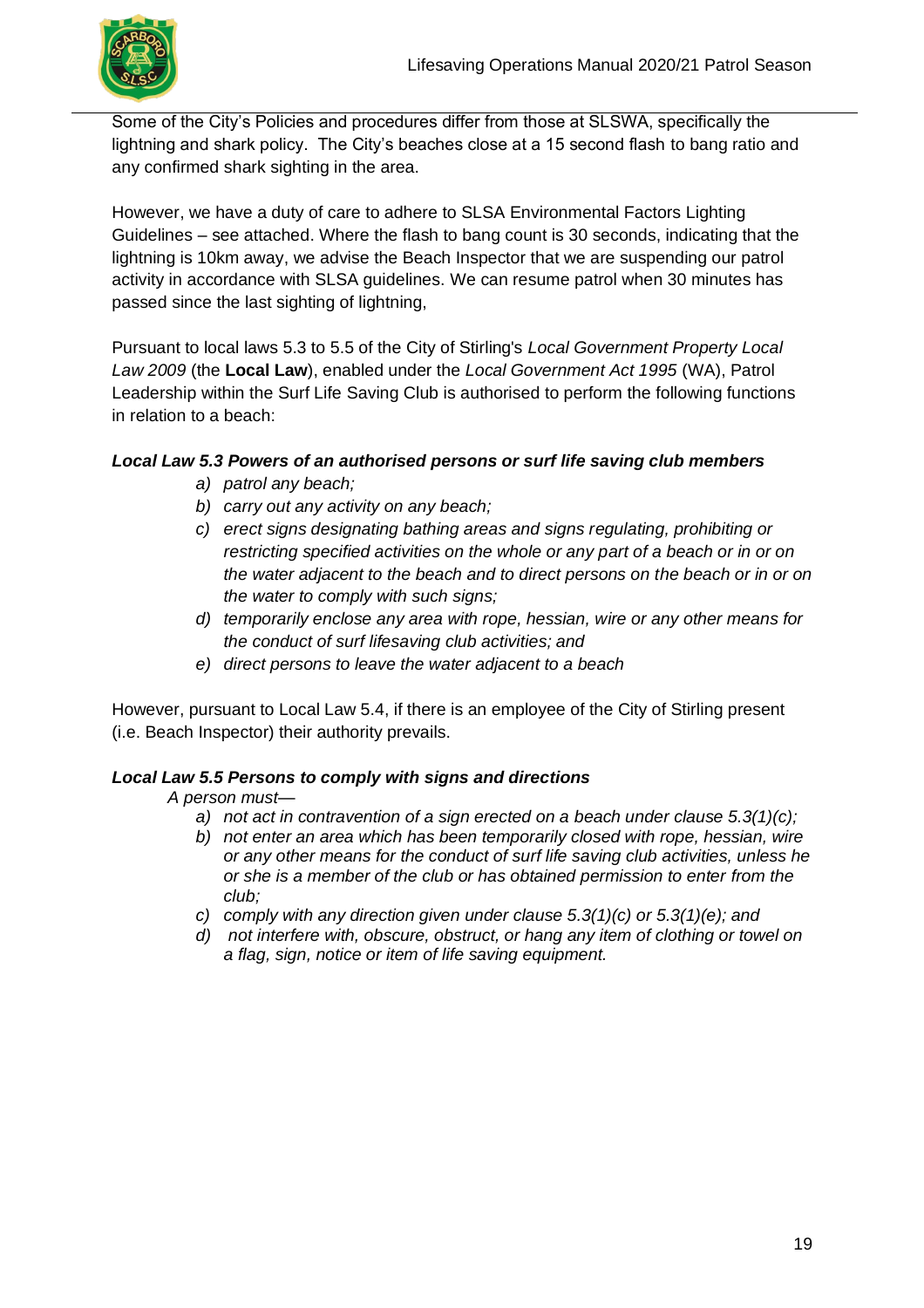Some of the City's Policies and procedures differ from those at SLSWA, specifically the lightning and shark policy. The City's beaches close at a 15 second flash to bang ratio and any confirmed shark sighting in the area.

However, we have a duty of care to adhere to SLSA Environmental Factors Lighting Guidelines – see attached. Where the flash to bang count is 30 seconds, indicating that the lightning is 10km away, we advise the Beach Inspector that we are suspending our patrol activity in accordance with SLSA guidelines. We can resume patrol when 30 minutes has passed since the last sighting of lightning,

Pursuant to local laws 5.3 to 5.5 of the City of Stirling's *Local Government Property Local Law 2009* (the **Local Law**), enabled under the *Local Government Act 1995* (WA), Patrol Leadership within the Surf Life Saving Club is authorised to perform the following functions in relation to a beach:

***Local Law 5.3 Powers of an authorised persons or surf life saving club members***

*a) patrol any beach;*

*b) carry out any activity on any beach;*

*c) erect signs designating bathing areas and signs regulating, prohibiting or restricting specified activities on the whole or any part of a beach or in or on the water adjacent to the beach and to direct persons on the beach or in or on the water to comply with such signs;*

*d) temporarily enclose any area with rope, hessian, wire or any other means for the conduct of surf lifesaving club activities; and*

*e) direct persons to leave the water adjacent to a beach*

However, pursuant to Local Law 5.4, if there is an employee of the City of Stirling present (i.e. Beach Inspector) their authority prevails.

***Local Law 5.5 Persons to comply with signs and directions***

*A person must—*

*a) not act in contravention of a sign erected on a beach under clause 5.3(1)(c);*

*b) not enter an area which has been temporarily closed with rope, hessian, wire or any other means for the conduct of surf life saving club activities, unless he or she is a member of the club or has obtained permission to enter from the club;*

*c) comply with any direction given under clause 5.3(1)(c) or 5.3(1)(e); and*

*d) not interfere with, obscure, obstruct, or hang any item of clothing or towel on a flag, sign, notice or item of life saving equipment.*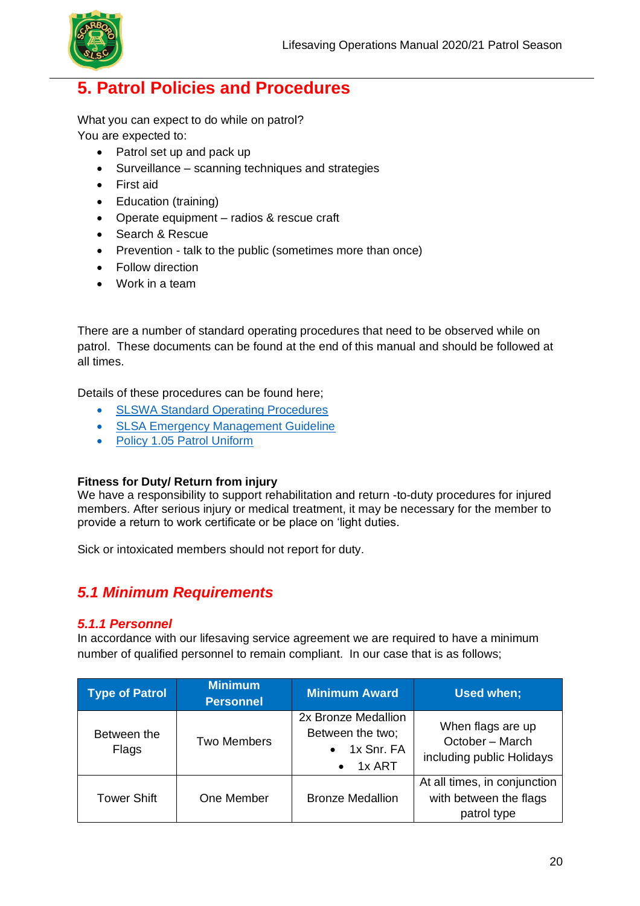# 5. Patrol Policies and Procedures

What you can expect to do while on patrol?
You are expected to:

- Patrol set up and pack up
- Surveillance – scanning techniques and strategies
- First aid
- Education (training)
- Operate equipment – radios & rescue craft
- Search & Rescue
- Prevention - talk to the public (sometimes more than once)
- Follow direction
- Work in a team

There are a number of standard operating procedures that need to be observed while on patrol. These documents can be found at the end of this manual and should be followed at all times.

Details of these procedures can be found here;

- SLSWA Standard Operating Procedures
- SLSA Emergency Management Guideline
- Policy 1.05 Patrol Uniform

**Fitness for Duty/ Return from injury**
We have a responsibility to support rehabilitation and return -to-duty procedures for injured members. After serious injury or medical treatment, it may be necessary for the member to provide a return to work certificate or be place on 'light duties.

Sick or intoxicated members should not report for duty.

## *5.1 Minimum Requirements*

### *5.1.1 Personnel*

In accordance with our lifesaving service agreement we are required to have a minimum number of qualified personnel to remain compliant. In our case that is as follows;

| Type of Patrol | Minimum Personnel | Minimum Award | Used when; |
|---|---|---|---|
| Between the Flags | Two Members | 2x Bronze Medallion Between the two; • 1x Snr. FA • 1x ART | When flags are up October – March including public Holidays |
| Tower Shift | One Member | Bronze Medallion | At all times, in conjunction with between the flags patrol type |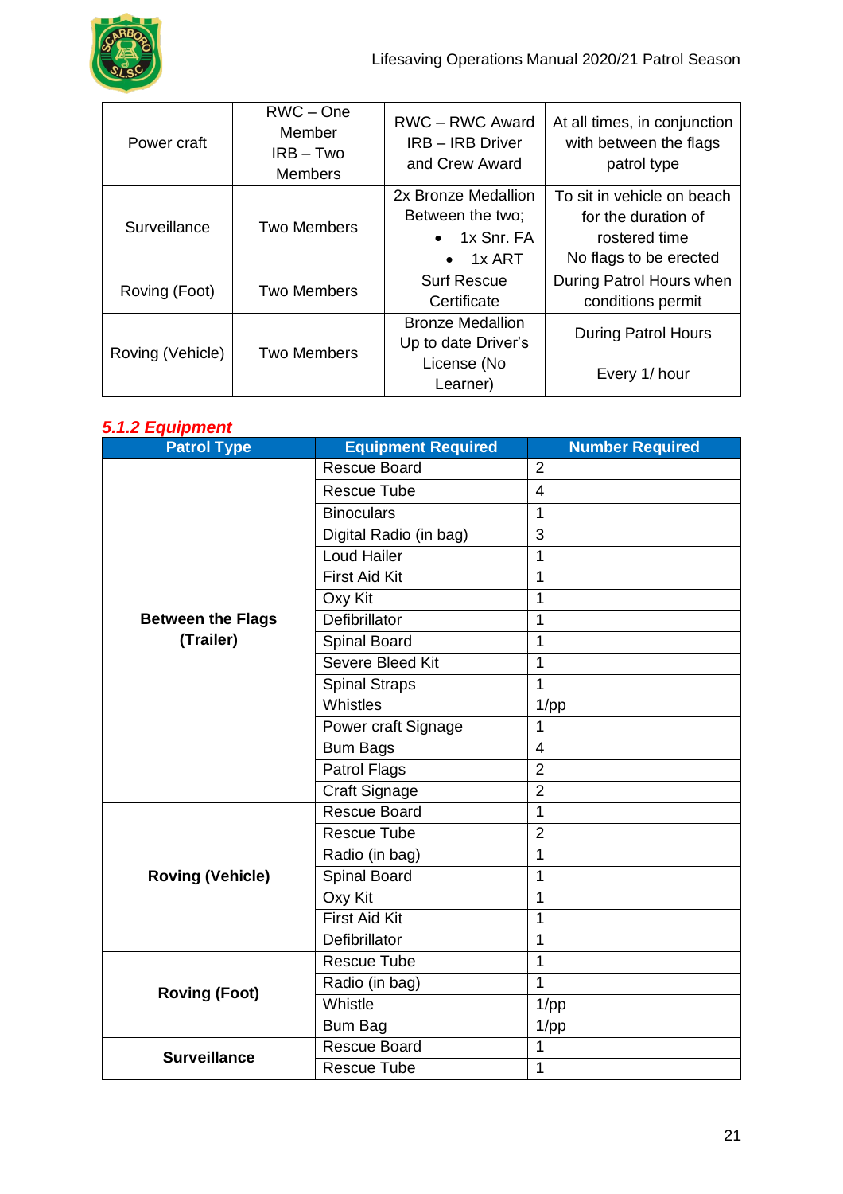| Power craft | RWC – One Member<br>IRB – Two Members | RWC – RWC Award<br>IRB – IRB Driver and Crew Award | At all times, in conjunction with between the flags patrol type |
|---|---|---|---|
| Surveillance | Two Members | 2x Bronze Medallion<br>Between the two;<br>• 1x Snr. FA<br>• 1x ART | To sit in vehicle on beach for the duration of rostered time<br>No flags to be erected |
| Roving (Foot) | Two Members | Surf Rescue Certificate | During Patrol Hours when conditions permit |
| Roving (Vehicle) | Two Members | Bronze Medallion<br>Up to date Driver's License (No Learner) | During Patrol Hours<br><br>Every 1/ hour |

### *5.1.2 Equipment*

| Patrol Type | Equipment Required | Number Required |
|---|---|---|
| **Between the Flags (Trailer)** | Rescue Board | 2 |
| | Rescue Tube | 4 |
| | Binoculars | 1 |
| | Digital Radio (in bag) | 3 |
| | Loud Hailer | 1 |
| | First Aid Kit | 1 |
| | Oxy Kit | 1 |
| | Defibrillator | 1 |
| | Spinal Board | 1 |
| | Severe Bleed Kit | 1 |
| | Spinal Straps | 1 |
| | Whistles | 1/pp |
| | Power craft Signage | 1 |
| | Bum Bags | 4 |
| | Patrol Flags | 2 |
| | Craft Signage | 2 |
| **Roving (Vehicle)** | Rescue Board | 1 |
| | Rescue Tube | 2 |
| | Radio (in bag) | 1 |
| | Spinal Board | 1 |
| | Oxy Kit | 1 |
| | First Aid Kit | 1 |
| | Defibrillator | 1 |
| **Roving (Foot)** | Rescue Tube | 1 |
| | Radio (in bag) | 1 |
| | Whistle | 1/pp |
| | Bum Bag | 1/pp |
| **Surveillance** | Rescue Board | 1 |
| | Rescue Tube | 1 |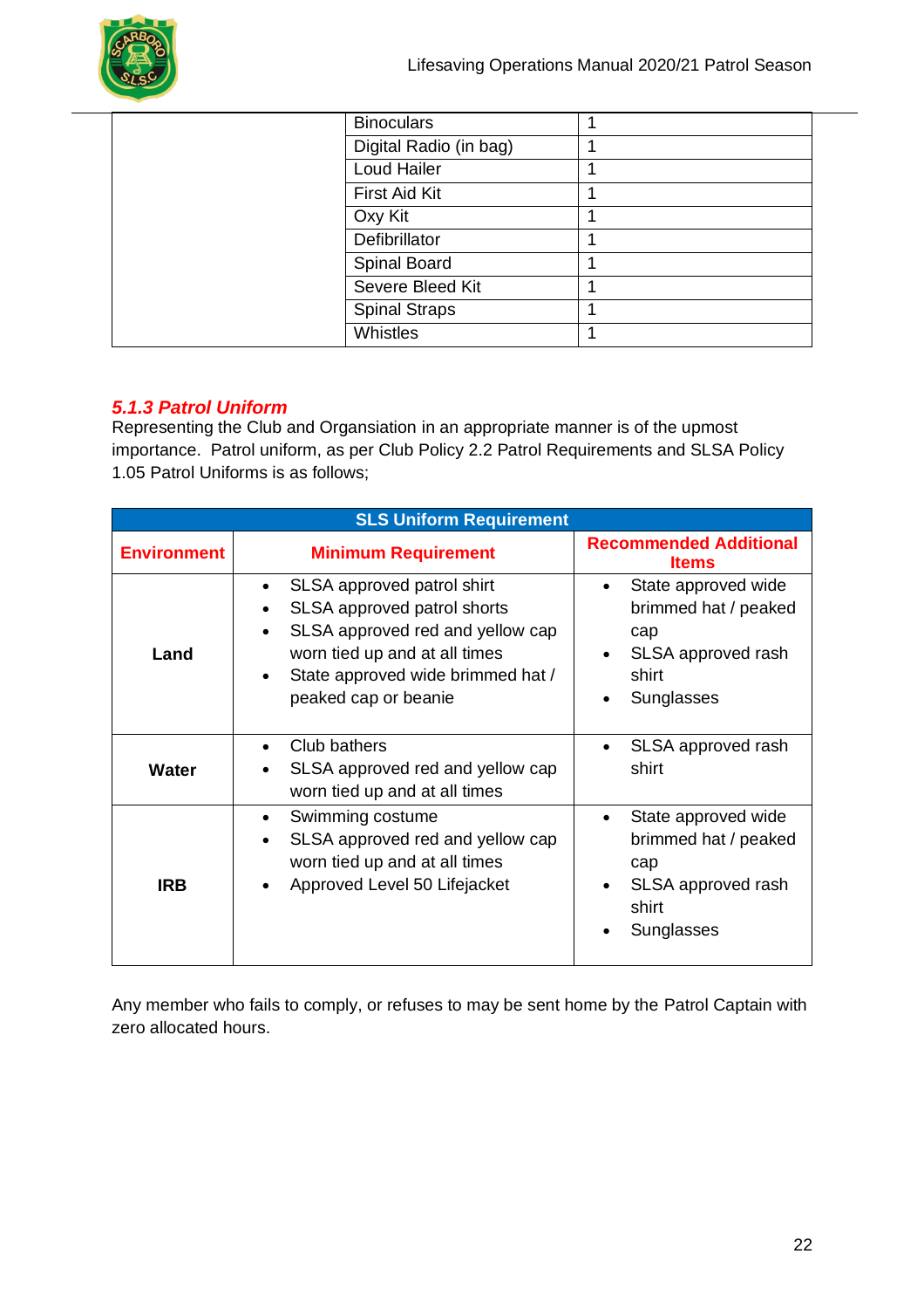| | | |
|---|---|---|
| | Binoculars | 1 |
| | Digital Radio (in bag) | 1 |
| | Loud Hailer | 1 |
| | First Aid Kit | 1 |
| | Oxy Kit | 1 |
| | Defibrillator | 1 |
| | Spinal Board | 1 |
| | Severe Bleed Kit | 1 |
| | Spinal Straps | 1 |
| | Whistles | 1 |

### *5.1.3 Patrol Uniform*

Representing the Club and Organsiation in an appropriate manner is of the upmost importance. Patrol uniform, as per Club Policy 2.2 Patrol Requirements and SLSA Policy 1.05 Patrol Uniforms is as follows;

| **SLS Uniform Requirement** | | |
|---|---|---|
| **Environment** | **Minimum Requirement** | **Recommended Additional Items** |
| **Land** | • SLSA approved patrol shirt<br>• SLSA approved patrol shorts<br>• SLSA approved red and yellow cap worn tied up and at all times<br>• State approved wide brimmed hat / peaked cap or beanie | • State approved wide brimmed hat / peaked cap<br>• SLSA approved rash shirt<br>• Sunglasses |
| **Water** | • Club bathers<br>• SLSA approved red and yellow cap worn tied up and at all times | • SLSA approved rash shirt |
| **IRB** | • Swimming costume<br>• SLSA approved red and yellow cap worn tied up and at all times<br>• Approved Level 50 Lifejacket | • State approved wide brimmed hat / peaked cap<br>• SLSA approved rash shirt<br>• Sunglasses |

Any member who fails to comply, or refuses to may be sent home by the Patrol Captain with zero allocated hours.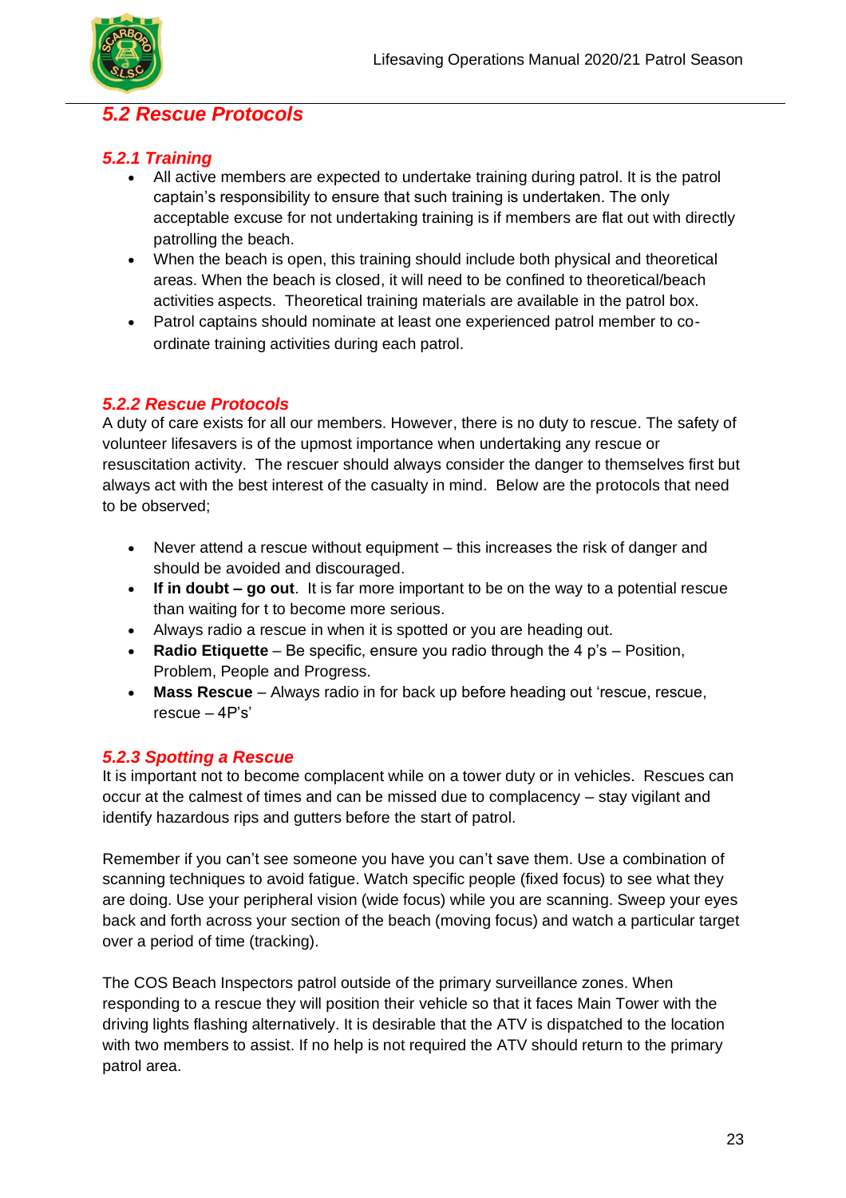## *5.2 Rescue Protocols*

### *5.2.1 Training*

- All active members are expected to undertake training during patrol. It is the patrol captain's responsibility to ensure that such training is undertaken. The only acceptable excuse for not undertaking training is if members are flat out with directly patrolling the beach.
- When the beach is open, this training should include both physical and theoretical areas. When the beach is closed, it will need to be confined to theoretical/beach activities aspects. Theoretical training materials are available in the patrol box.
- Patrol captains should nominate at least one experienced patrol member to co-ordinate training activities during each patrol.

### *5.2.2 Rescue Protocols*

A duty of care exists for all our members. However, there is no duty to rescue. The safety of volunteer lifesavers is of the upmost importance when undertaking any rescue or resuscitation activity. The rescuer should always consider the danger to themselves first but always act with the best interest of the casualty in mind. Below are the protocols that need to be observed;

- Never attend a rescue without equipment – this increases the risk of danger and should be avoided and discouraged.
- **If in doubt – go out**. It is far more important to be on the way to a potential rescue than waiting for t to become more serious.
- Always radio a rescue in when it is spotted or you are heading out.
- **Radio Etiquette** – Be specific, ensure you radio through the 4 p's – Position, Problem, People and Progress.
- **Mass Rescue** – Always radio in for back up before heading out 'rescue, rescue, rescue – 4P's'

### *5.2.3 Spotting a Rescue*

It is important not to become complacent while on a tower duty or in vehicles. Rescues can occur at the calmest of times and can be missed due to complacency – stay vigilant and identify hazardous rips and gutters before the start of patrol.

Remember if you can't see someone you have you can't save them. Use a combination of scanning techniques to avoid fatigue. Watch specific people (fixed focus) to see what they are doing. Use your peripheral vision (wide focus) while you are scanning. Sweep your eyes back and forth across your section of the beach (moving focus) and watch a particular target over a period of time (tracking).

The COS Beach Inspectors patrol outside of the primary surveillance zones. When responding to a rescue they will position their vehicle so that it faces Main Tower with the driving lights flashing alternatively. It is desirable that the ATV is dispatched to the location with two members to assist. If no help is not required the ATV should return to the primary patrol area.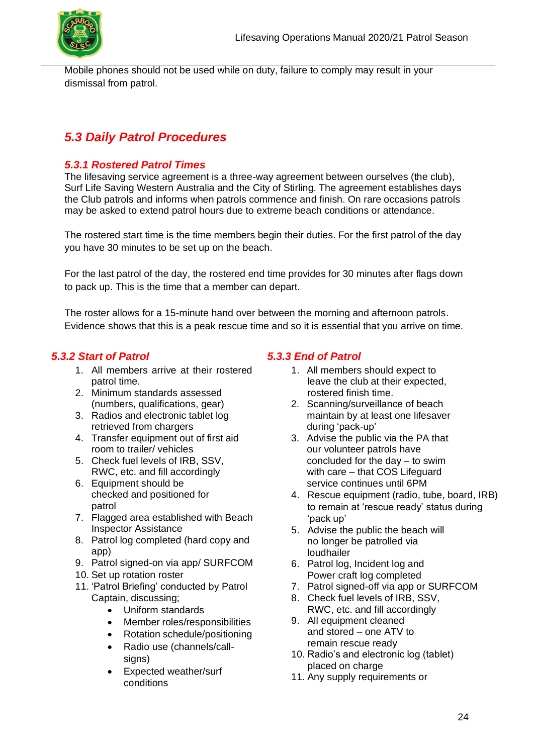Mobile phones should not be used while on duty, failure to comply may result in your dismissal from patrol.

## *5.3 Daily Patrol Procedures*

### *5.3.1 Rostered Patrol Times*

The lifesaving service agreement is a three-way agreement between ourselves (the club), Surf Life Saving Western Australia and the City of Stirling. The agreement establishes days the Club patrols and informs when patrols commence and finish. On rare occasions patrols may be asked to extend patrol hours due to extreme beach conditions or attendance.

The rostered start time is the time members begin their duties. For the first patrol of the day you have 30 minutes to be set up on the beach.

For the last patrol of the day, the rostered end time provides for 30 minutes after flags down to pack up. This is the time that a member can depart.

The roster allows for a 15-minute hand over between the morning and afternoon patrols. Evidence shows that this is a peak rescue time and so it is essential that you arrive on time.

### *5.3.2 Start of Patrol*

1. All members arrive at their rostered patrol time.
2. Minimum standards assessed (numbers, qualifications, gear)
3. Radios and electronic tablet log retrieved from chargers
4. Transfer equipment out of first aid room to trailer/ vehicles
5. Check fuel levels of IRB, SSV, RWC, etc. and fill accordingly
6. Equipment should be checked and positioned for patrol
7. Flagged area established with Beach Inspector Assistance
8. Patrol log completed (hard copy and app)
9. Patrol signed-on via app/ SURFCOM
10. Set up rotation roster
11. 'Patrol Briefing' conducted by Patrol Captain, discussing;
    - Uniform standards
    - Member roles/responsibilities
    - Rotation schedule/positioning
    - Radio use (channels/call-signs)
    - Expected weather/surf conditions

### *5.3.3 End of Patrol*

1. All members should expect to leave the club at their expected, rostered finish time.
2. Scanning/surveillance of beach maintain by at least one lifesaver during 'pack-up'
3. Advise the public via the PA that our volunteer patrols have concluded for the day – to swim with care – that COS Lifeguard service continues until 6PM
4. Rescue equipment (radio, tube, board, IRB) to remain at 'rescue ready' status during 'pack up'
5. Advise the public the beach will no longer be patrolled via loudhailer
6. Patrol log, Incident log and Power craft log completed
7. Patrol signed-off via app or SURFCOM
8. Check fuel levels of IRB, SSV, RWC, etc. and fill accordingly
9. All equipment cleaned and stored – one ATV to remain rescue ready
10. Radio's and electronic log (tablet) placed on charge
11. Any supply requirements or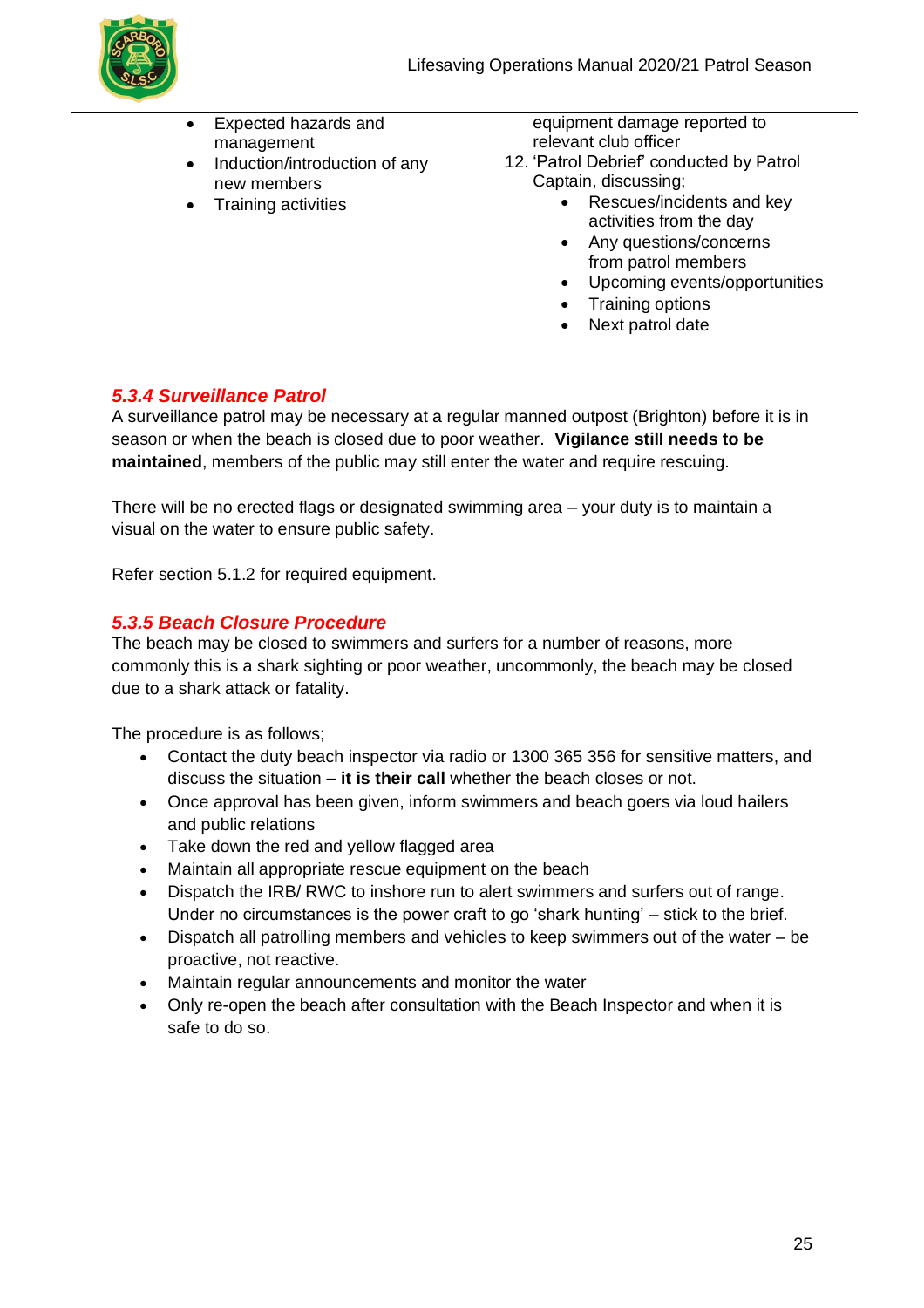- Expected hazards and management
- Induction/introduction of any new members
- Training activities

equipment damage reported to relevant club officer

12. 'Patrol Debrief' conducted by Patrol Captain, discussing;
    - Rescues/incidents and key activities from the day
    - Any questions/concerns from patrol members
    - Upcoming events/opportunities
    - Training options
    - Next patrol date

### *5.3.4 Surveillance Patrol*

A surveillance patrol may be necessary at a regular manned outpost (Brighton) before it is in season or when the beach is closed due to poor weather. **Vigilance still needs to be maintained**, members of the public may still enter the water and require rescuing.

There will be no erected flags or designated swimming area – your duty is to maintain a visual on the water to ensure public safety.

Refer section 5.1.2 for required equipment.

### *5.3.5 Beach Closure Procedure*

The beach may be closed to swimmers and surfers for a number of reasons, more commonly this is a shark sighting or poor weather, uncommonly, the beach may be closed due to a shark attack or fatality.

The procedure is as follows;

- Contact the duty beach inspector via radio or 1300 365 356 for sensitive matters, and discuss the situation **– it is their call** whether the beach closes or not.
- Once approval has been given, inform swimmers and beach goers via loud hailers and public relations
- Take down the red and yellow flagged area
- Maintain all appropriate rescue equipment on the beach
- Dispatch the IRB/ RWC to inshore run to alert swimmers and surfers out of range. Under no circumstances is the power craft to go 'shark hunting' – stick to the brief.
- Dispatch all patrolling members and vehicles to keep swimmers out of the water – be proactive, not reactive.
- Maintain regular announcements and monitor the water
- Only re-open the beach after consultation with the Beach Inspector and when it is safe to do so.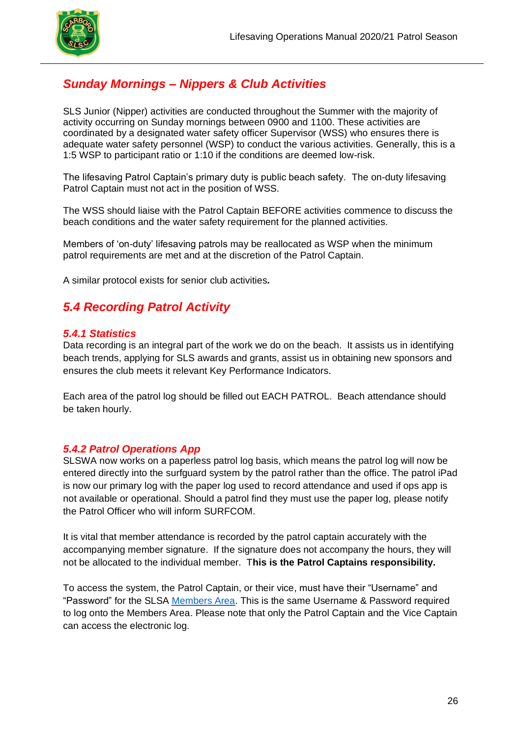## *Sunday Mornings – Nippers & Club Activities*

SLS Junior (Nipper) activities are conducted throughout the Summer with the majority of activity occurring on Sunday mornings between 0900 and 1100. These activities are coordinated by a designated water safety officer Supervisor (WSS) who ensures there is adequate water safety personnel (WSP) to conduct the various activities. Generally, this is a 1:5 WSP to participant ratio or 1:10 if the conditions are deemed low-risk.

The lifesaving Patrol Captain's primary duty is public beach safety. The on-duty lifesaving Patrol Captain must not act in the position of WSS.

The WSS should liaise with the Patrol Captain BEFORE activities commence to discuss the beach conditions and the water safety requirement for the planned activities.

Members of 'on-duty' lifesaving patrols may be reallocated as WSP when the minimum patrol requirements are met and at the discretion of the Patrol Captain.

A similar protocol exists for senior club activities*.*

## *5.4 Recording Patrol Activity*

### *5.4.1 Statistics*

Data recording is an integral part of the work we do on the beach. It assists us in identifying beach trends, applying for SLS awards and grants, assist us in obtaining new sponsors and ensures the club meets it relevant Key Performance Indicators.

Each area of the patrol log should be filled out EACH PATROL. Beach attendance should be taken hourly.

### *5.4.2 Patrol Operations App*

SLSWA now works on a paperless patrol log basis, which means the patrol log will now be entered directly into the surfguard system by the patrol rather than the office. The patrol iPad is now our primary log with the paper log used to record attendance and used if ops app is not available or operational. Should a patrol find they must use the paper log, please notify the Patrol Officer who will inform SURFCOM.

It is vital that member attendance is recorded by the patrol captain accurately with the accompanying member signature. If the signature does not accompany the hours, they will not be allocated to the individual member. T**his is the Patrol Captains responsibility.**

To access the system, the Patrol Captain, or their vice, must have their "Username" and "Password" for the SLSA Members Area. This is the same Username & Password required to log onto the Members Area. Please note that only the Patrol Captain and the Vice Captain can access the electronic log.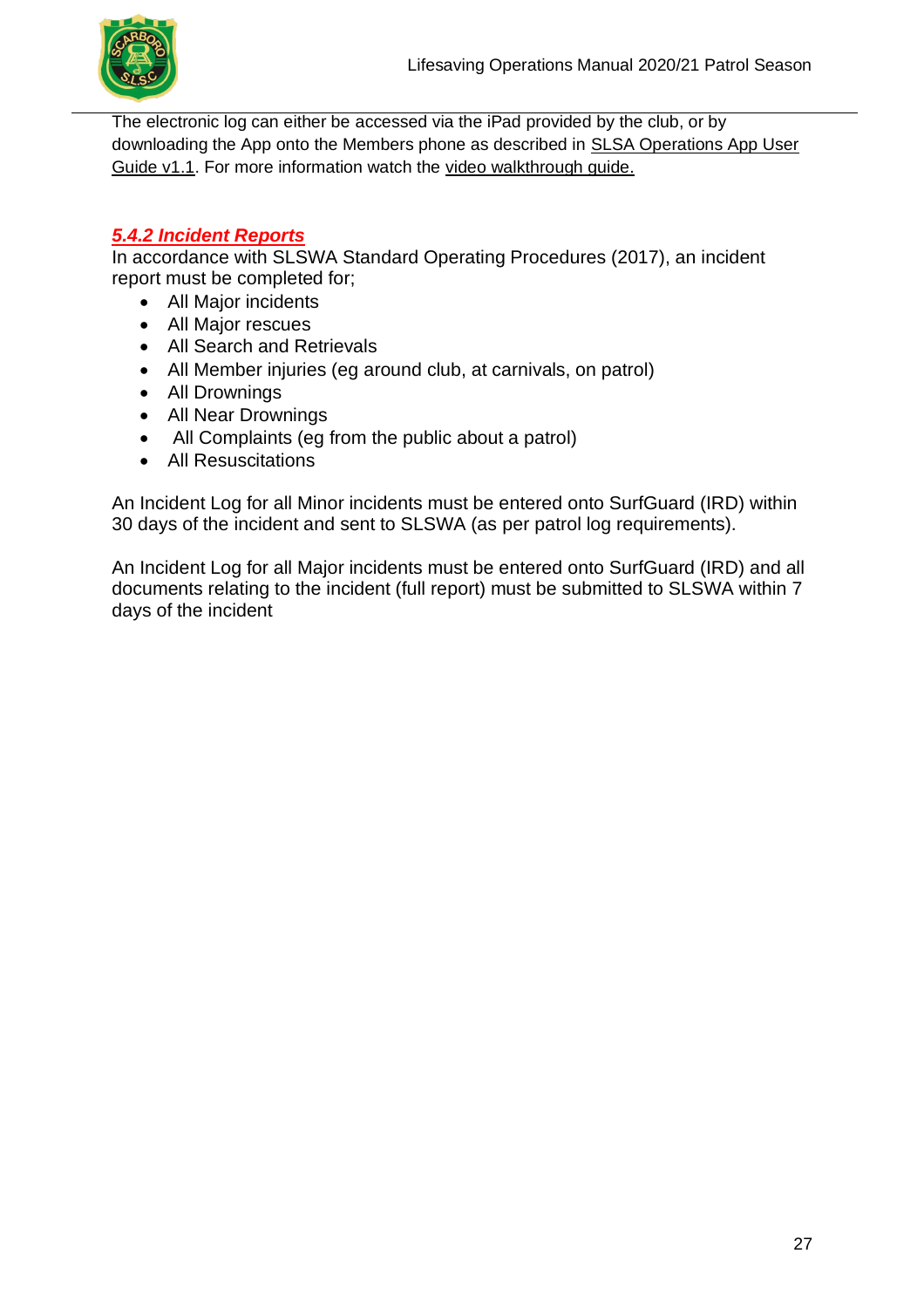The electronic log can either be accessed via the iPad provided by the club, or by downloading the App onto the Members phone as described in SLSA Operations App User Guide v1.1. For more information watch the video walkthrough guide.

### *5.4.2 Incident Reports*

In accordance with SLSWA Standard Operating Procedures (2017), an incident report must be completed for;

- All Major incidents
- All Major rescues
- All Search and Retrievals
- All Member injuries (eg around club, at carnivals, on patrol)
- All Drownings
- All Near Drownings
- All Complaints (eg from the public about a patrol)
- All Resuscitations

An Incident Log for all Minor incidents must be entered onto SurfGuard (IRD) within 30 days of the incident and sent to SLSWA (as per patrol log requirements).

An Incident Log for all Major incidents must be entered onto SurfGuard (IRD) and all documents relating to the incident (full report) must be submitted to SLSWA within 7 days of the incident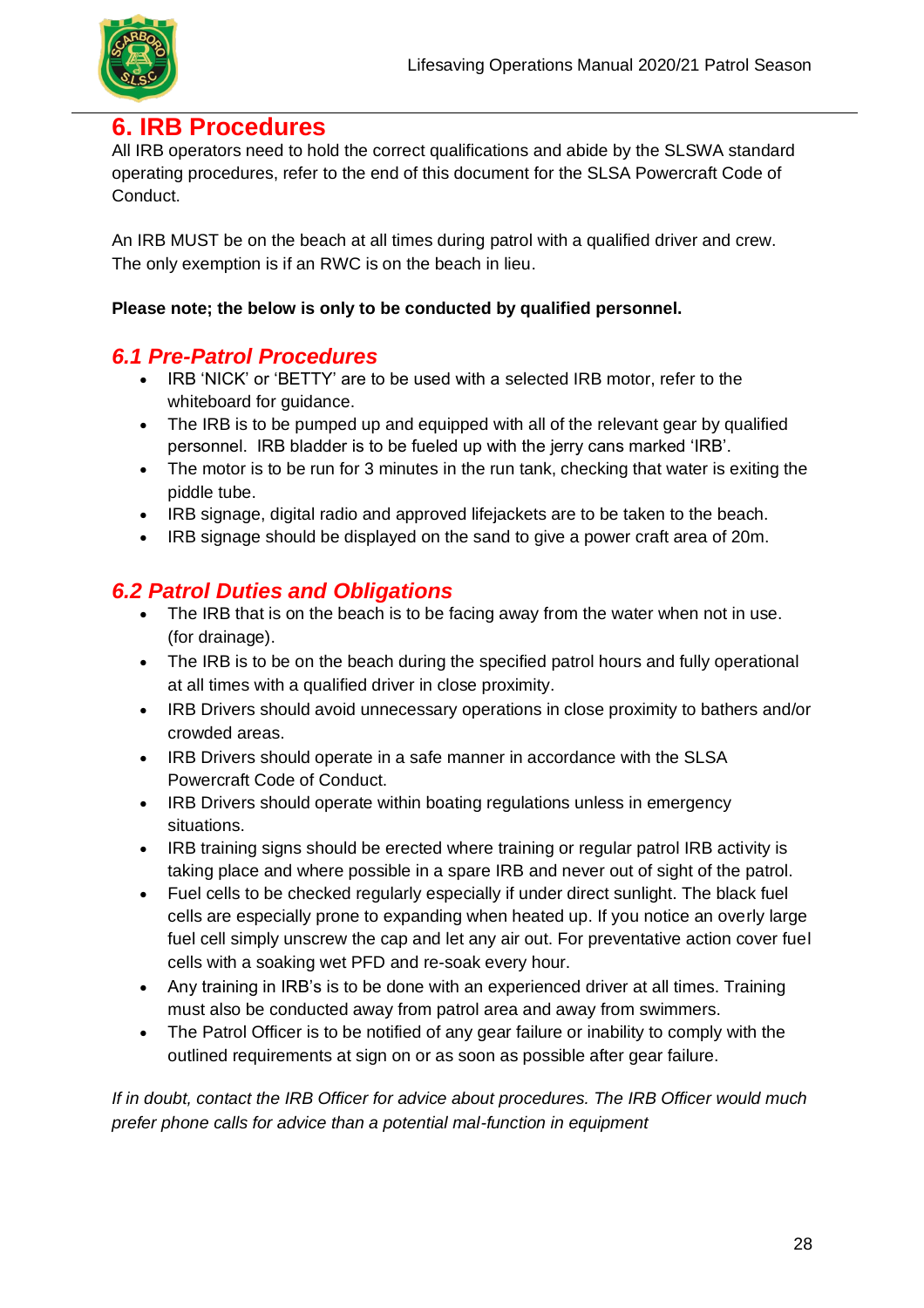# 6. IRB Procedures

All IRB operators need to hold the correct qualifications and abide by the SLSWA standard operating procedures, refer to the end of this document for the SLSA Powercraft Code of Conduct.

An IRB MUST be on the beach at all times during patrol with a qualified driver and crew. The only exemption is if an RWC is on the beach in lieu.

**Please note; the below is only to be conducted by qualified personnel.**

## *6.1 Pre-Patrol Procedures*

- IRB 'NICK' or 'BETTY' are to be used with a selected IRB motor, refer to the whiteboard for guidance.
- The IRB is to be pumped up and equipped with all of the relevant gear by qualified personnel. IRB bladder is to be fueled up with the jerry cans marked 'IRB'.
- The motor is to be run for 3 minutes in the run tank, checking that water is exiting the piddle tube.
- IRB signage, digital radio and approved lifejackets are to be taken to the beach.
- IRB signage should be displayed on the sand to give a power craft area of 20m.

## *6.2 Patrol Duties and Obligations*

- The IRB that is on the beach is to be facing away from the water when not in use. (for drainage).
- The IRB is to be on the beach during the specified patrol hours and fully operational at all times with a qualified driver in close proximity.
- IRB Drivers should avoid unnecessary operations in close proximity to bathers and/or crowded areas.
- IRB Drivers should operate in a safe manner in accordance with the SLSA Powercraft Code of Conduct.
- IRB Drivers should operate within boating regulations unless in emergency situations.
- IRB training signs should be erected where training or regular patrol IRB activity is taking place and where possible in a spare IRB and never out of sight of the patrol.
- Fuel cells to be checked regularly especially if under direct sunlight. The black fuel cells are especially prone to expanding when heated up. If you notice an overly large fuel cell simply unscrew the cap and let any air out. For preventative action cover fuel cells with a soaking wet PFD and re-soak every hour.
- Any training in IRB's is to be done with an experienced driver at all times. Training must also be conducted away from patrol area and away from swimmers.
- The Patrol Officer is to be notified of any gear failure or inability to comply with the outlined requirements at sign on or as soon as possible after gear failure.

*If in doubt, contact the IRB Officer for advice about procedures. The IRB Officer would much prefer phone calls for advice than a potential mal-function in equipment*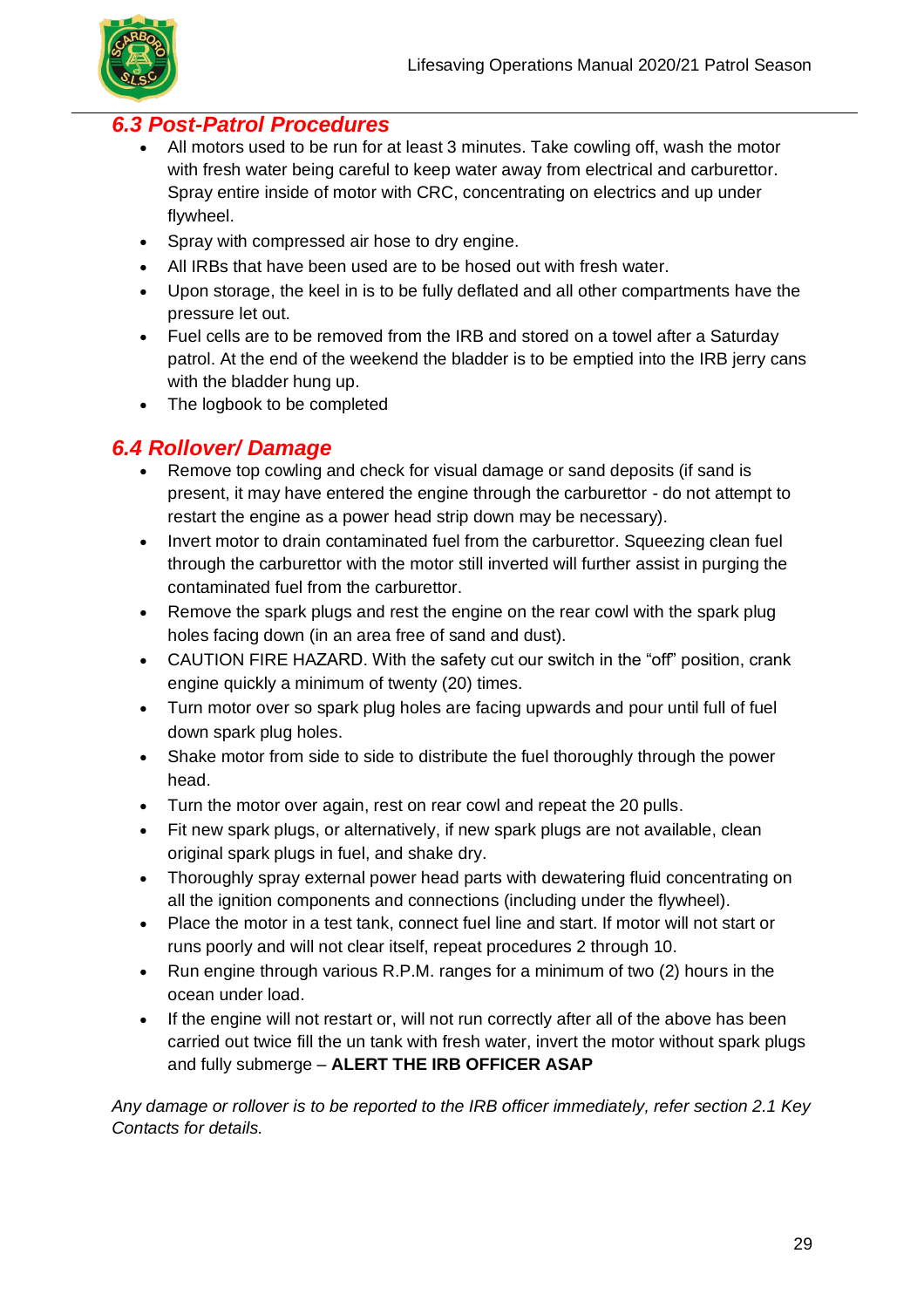## 6.3 Post-Patrol Procedures

- All motors used to be run for at least 3 minutes. Take cowling off, wash the motor with fresh water being careful to keep water away from electrical and carburettor. Spray entire inside of motor with CRC, concentrating on electrics and up under flywheel.
- Spray with compressed air hose to dry engine.
- All IRBs that have been used are to be hosed out with fresh water.
- Upon storage, the keel in is to be fully deflated and all other compartments have the pressure let out.
- Fuel cells are to be removed from the IRB and stored on a towel after a Saturday patrol. At the end of the weekend the bladder is to be emptied into the IRB jerry cans with the bladder hung up.
- The logbook to be completed

## 6.4 Rollover/ Damage

- Remove top cowling and check for visual damage or sand deposits (if sand is present, it may have entered the engine through the carburettor - do not attempt to restart the engine as a power head strip down may be necessary).
- Invert motor to drain contaminated fuel from the carburettor. Squeezing clean fuel through the carburettor with the motor still inverted will further assist in purging the contaminated fuel from the carburettor.
- Remove the spark plugs and rest the engine on the rear cowl with the spark plug holes facing down (in an area free of sand and dust).
- CAUTION FIRE HAZARD. With the safety cut our switch in the "off" position, crank engine quickly a minimum of twenty (20) times.
- Turn motor over so spark plug holes are facing upwards and pour until full of fuel down spark plug holes.
- Shake motor from side to side to distribute the fuel thoroughly through the power head.
- Turn the motor over again, rest on rear cowl and repeat the 20 pulls.
- Fit new spark plugs, or alternatively, if new spark plugs are not available, clean original spark plugs in fuel, and shake dry.
- Thoroughly spray external power head parts with dewatering fluid concentrating on all the ignition components and connections (including under the flywheel).
- Place the motor in a test tank, connect fuel line and start. If motor will not start or runs poorly and will not clear itself, repeat procedures 2 through 10.
- Run engine through various R.P.M. ranges for a minimum of two (2) hours in the ocean under load.
- If the engine will not restart or, will not run correctly after all of the above has been carried out twice fill the un tank with fresh water, invert the motor without spark plugs and fully submerge – **ALERT THE IRB OFFICER ASAP**

*Any damage or rollover is to be reported to the IRB officer immediately, refer section 2.1 Key Contacts for details.*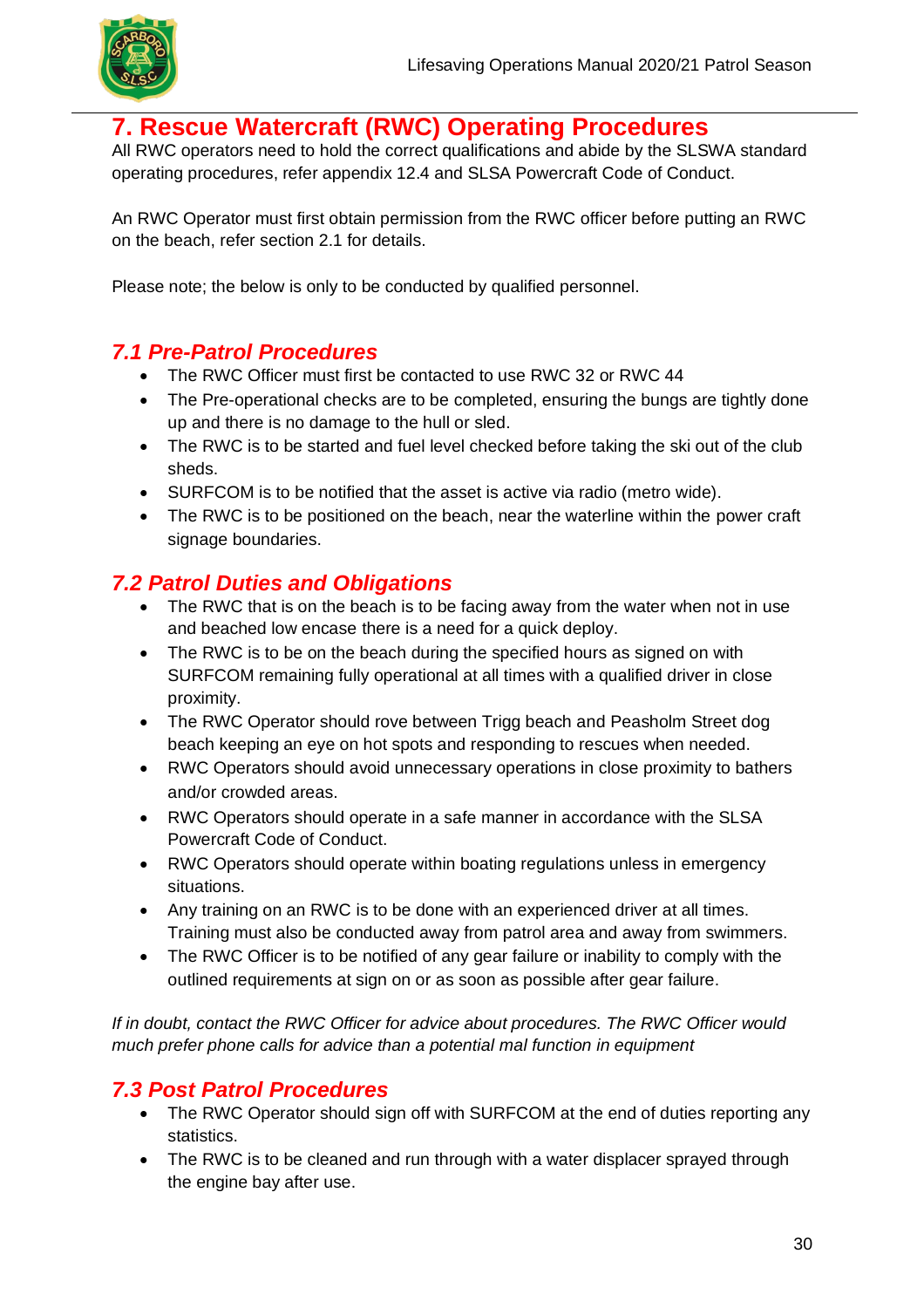# 7. Rescue Watercraft (RWC) Operating Procedures

All RWC operators need to hold the correct qualifications and abide by the SLSWA standard operating procedures, refer appendix 12.4 and SLSA Powercraft Code of Conduct.

An RWC Operator must first obtain permission from the RWC officer before putting an RWC on the beach, refer section 2.1 for details.

Please note; the below is only to be conducted by qualified personnel.

## *7.1 Pre-Patrol Procedures*

- The RWC Officer must first be contacted to use RWC 32 or RWC 44
- The Pre-operational checks are to be completed, ensuring the bungs are tightly done up and there is no damage to the hull or sled.
- The RWC is to be started and fuel level checked before taking the ski out of the club sheds.
- SURFCOM is to be notified that the asset is active via radio (metro wide).
- The RWC is to be positioned on the beach, near the waterline within the power craft signage boundaries.

## *7.2 Patrol Duties and Obligations*

- The RWC that is on the beach is to be facing away from the water when not in use and beached low encase there is a need for a quick deploy.
- The RWC is to be on the beach during the specified hours as signed on with SURFCOM remaining fully operational at all times with a qualified driver in close proximity.
- The RWC Operator should rove between Trigg beach and Peasholm Street dog beach keeping an eye on hot spots and responding to rescues when needed.
- RWC Operators should avoid unnecessary operations in close proximity to bathers and/or crowded areas.
- RWC Operators should operate in a safe manner in accordance with the SLSA Powercraft Code of Conduct.
- RWC Operators should operate within boating regulations unless in emergency situations.
- Any training on an RWC is to be done with an experienced driver at all times. Training must also be conducted away from patrol area and away from swimmers.
- The RWC Officer is to be notified of any gear failure or inability to comply with the outlined requirements at sign on or as soon as possible after gear failure.

*If in doubt, contact the RWC Officer for advice about procedures. The RWC Officer would much prefer phone calls for advice than a potential mal function in equipment*

## *7.3 Post Patrol Procedures*

- The RWC Operator should sign off with SURFCOM at the end of duties reporting any statistics.
- The RWC is to be cleaned and run through with a water displacer sprayed through the engine bay after use.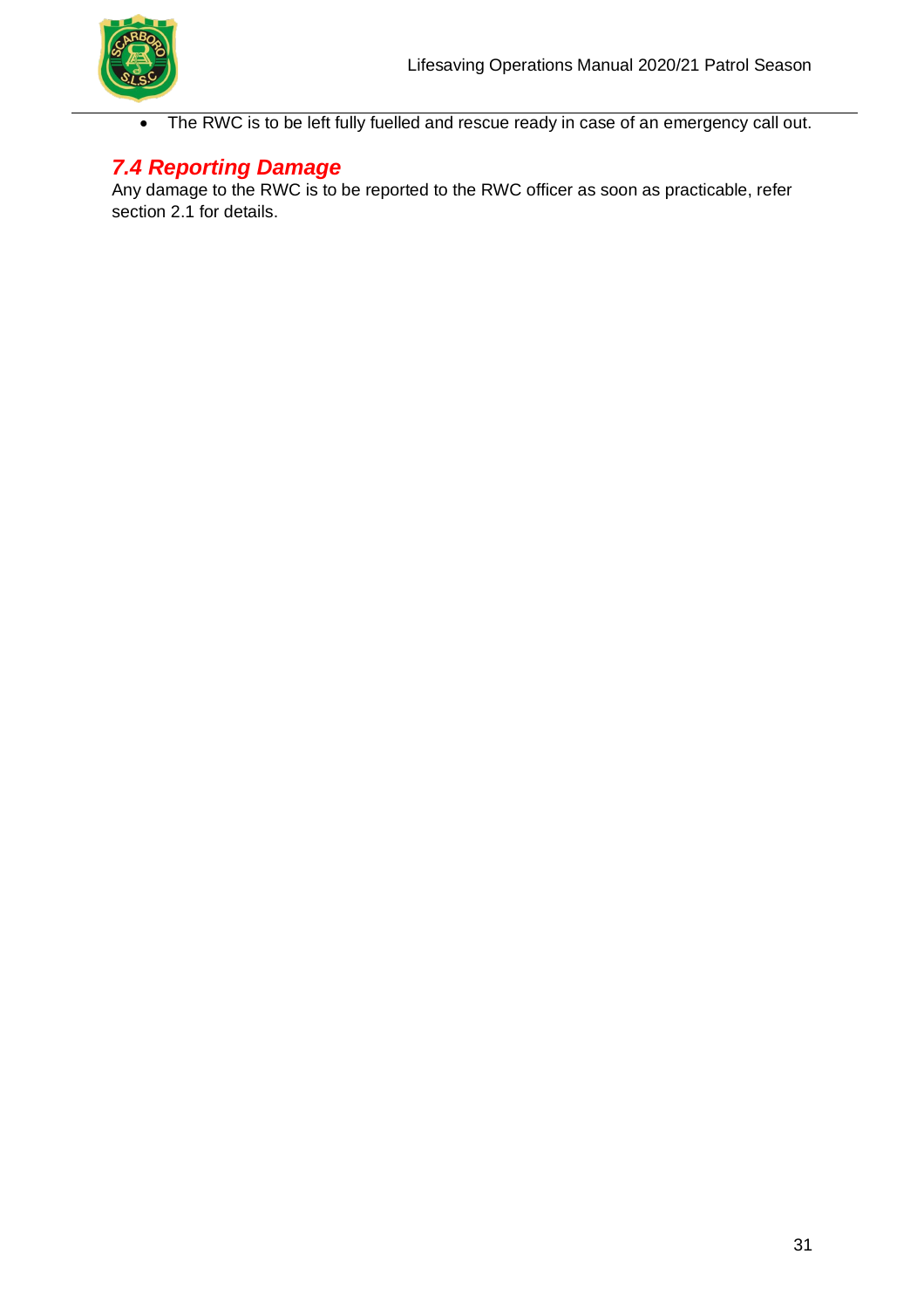- The RWC is to be left fully fuelled and rescue ready in case of an emergency call out.

## *7.4 Reporting Damage*

Any damage to the RWC is to be reported to the RWC officer as soon as practicable, refer section 2.1 for details.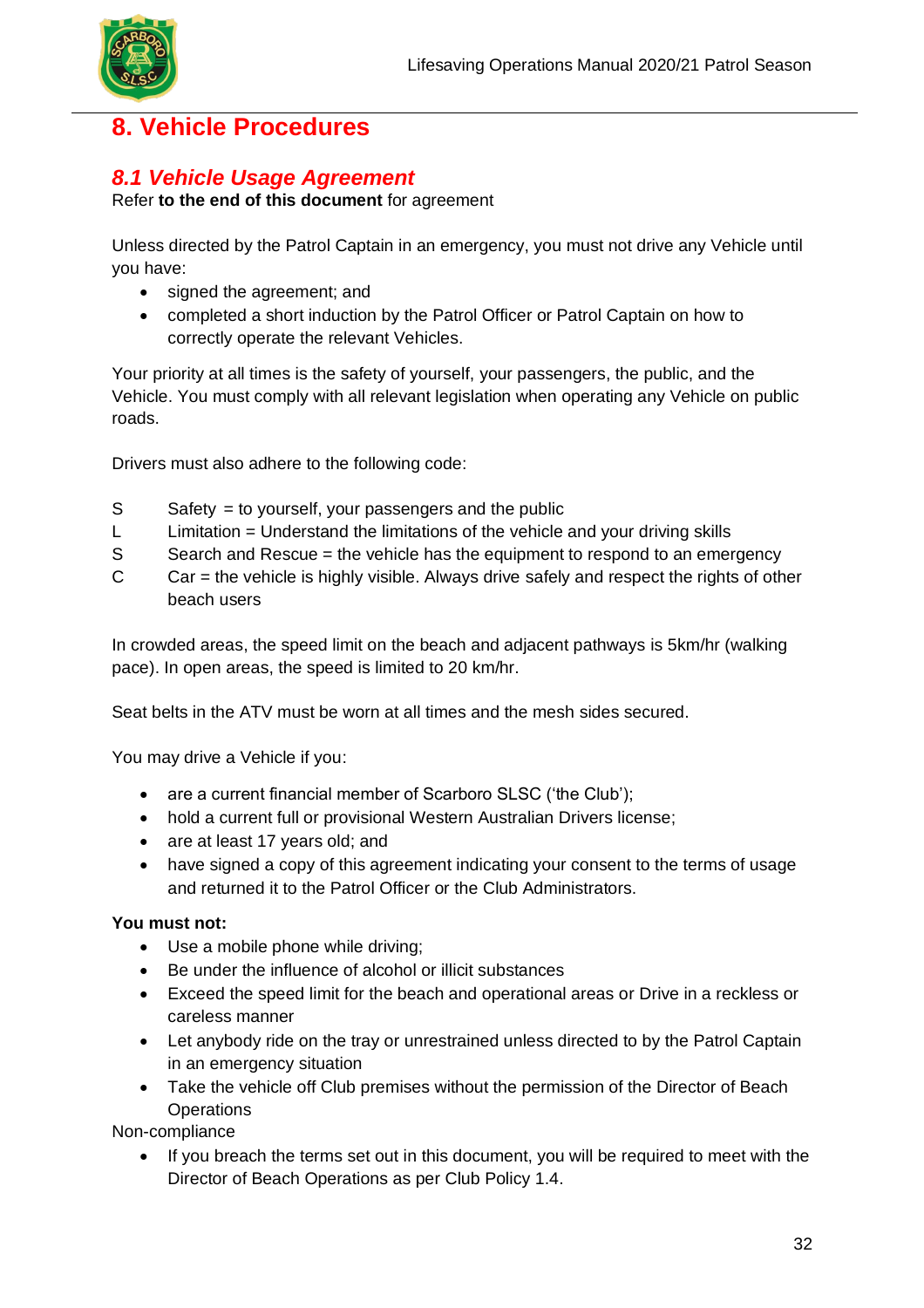# 8. Vehicle Procedures

## *8.1 Vehicle Usage Agreement*

Refer **to the end of this document** for agreement

Unless directed by the Patrol Captain in an emergency, you must not drive any Vehicle until you have:

- signed the agreement; and
- completed a short induction by the Patrol Officer or Patrol Captain on how to correctly operate the relevant Vehicles.

Your priority at all times is the safety of yourself, your passengers, the public, and the Vehicle. You must comply with all relevant legislation when operating any Vehicle on public roads.

Drivers must also adhere to the following code:

S Safety = to yourself, your passengers and the public
L Limitation = Understand the limitations of the vehicle and your driving skills
S Search and Rescue = the vehicle has the equipment to respond to an emergency
C Car = the vehicle is highly visible. Always drive safely and respect the rights of other beach users

In crowded areas, the speed limit on the beach and adjacent pathways is 5km/hr (walking pace). In open areas, the speed is limited to 20 km/hr.

Seat belts in the ATV must be worn at all times and the mesh sides secured.

You may drive a Vehicle if you:

- are a current financial member of Scarboro SLSC ('the Club');
- hold a current full or provisional Western Australian Drivers license;
- are at least 17 years old; and
- have signed a copy of this agreement indicating your consent to the terms of usage and returned it to the Patrol Officer or the Club Administrators.

**You must not:**

- Use a mobile phone while driving;
- Be under the influence of alcohol or illicit substances
- Exceed the speed limit for the beach and operational areas or Drive in a reckless or careless manner
- Let anybody ride on the tray or unrestrained unless directed to by the Patrol Captain in an emergency situation
- Take the vehicle off Club premises without the permission of the Director of Beach Operations

Non-compliance

- If you breach the terms set out in this document, you will be required to meet with the Director of Beach Operations as per Club Policy 1.4.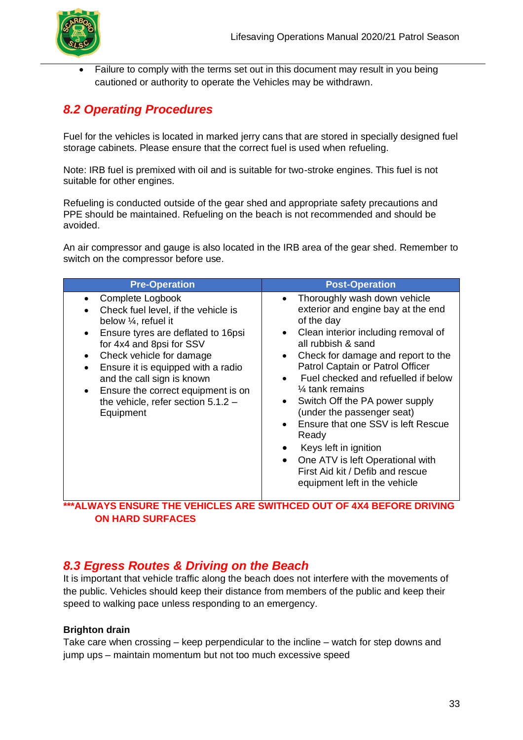- Failure to comply with the terms set out in this document may result in you being cautioned or authority to operate the Vehicles may be withdrawn.

## *8.2 Operating Procedures*

Fuel for the vehicles is located in marked jerry cans that are stored in specially designed fuel storage cabinets. Please ensure that the correct fuel is used when refueling.

Note: IRB fuel is premixed with oil and is suitable for two-stroke engines. This fuel is not suitable for other engines.

Refueling is conducted outside of the gear shed and appropriate safety precautions and PPE should be maintained. Refueling on the beach is not recommended and should be avoided.

An air compressor and gauge is also located in the IRB area of the gear shed. Remember to switch on the compressor before use.

| Pre-Operation | Post-Operation |
|---|---|
| • Complete Logbook<br>• Check fuel level, if the vehicle is below ¼, refuel it<br>• Ensure tyres are deflated to 16psi for 4x4 and 8psi for SSV<br>• Check vehicle for damage<br>• Ensure it is equipped with a radio and the call sign is known<br>• Ensure the correct equipment is on the vehicle, refer section 5.1.2 – Equipment | • Thoroughly wash down vehicle exterior and engine bay at the end of the day<br>• Clean interior including removal of all rubbish & sand<br>• Check for damage and report to the Patrol Captain or Patrol Officer<br>• Fuel checked and refuelled if below ¼ tank remains<br>• Switch Off the PA power supply (under the passenger seat)<br>• Ensure that one SSV is left Rescue Ready<br>• Keys left in ignition<br>• One ATV is left Operational with First Aid kit / Defib and rescue equipment left in the vehicle |

**\*\*\*ALWAYS ENSURE THE VEHICLES ARE SWITHCED OUT OF 4X4 BEFORE DRIVING ON HARD SURFACES**

## *8.3 Egress Routes & Driving on the Beach*

It is important that vehicle traffic along the beach does not interfere with the movements of the public. Vehicles should keep their distance from members of the public and keep their speed to walking pace unless responding to an emergency.

**Brighton drain**

Take care when crossing – keep perpendicular to the incline – watch for step downs and jump ups – maintain momentum but not too much excessive speed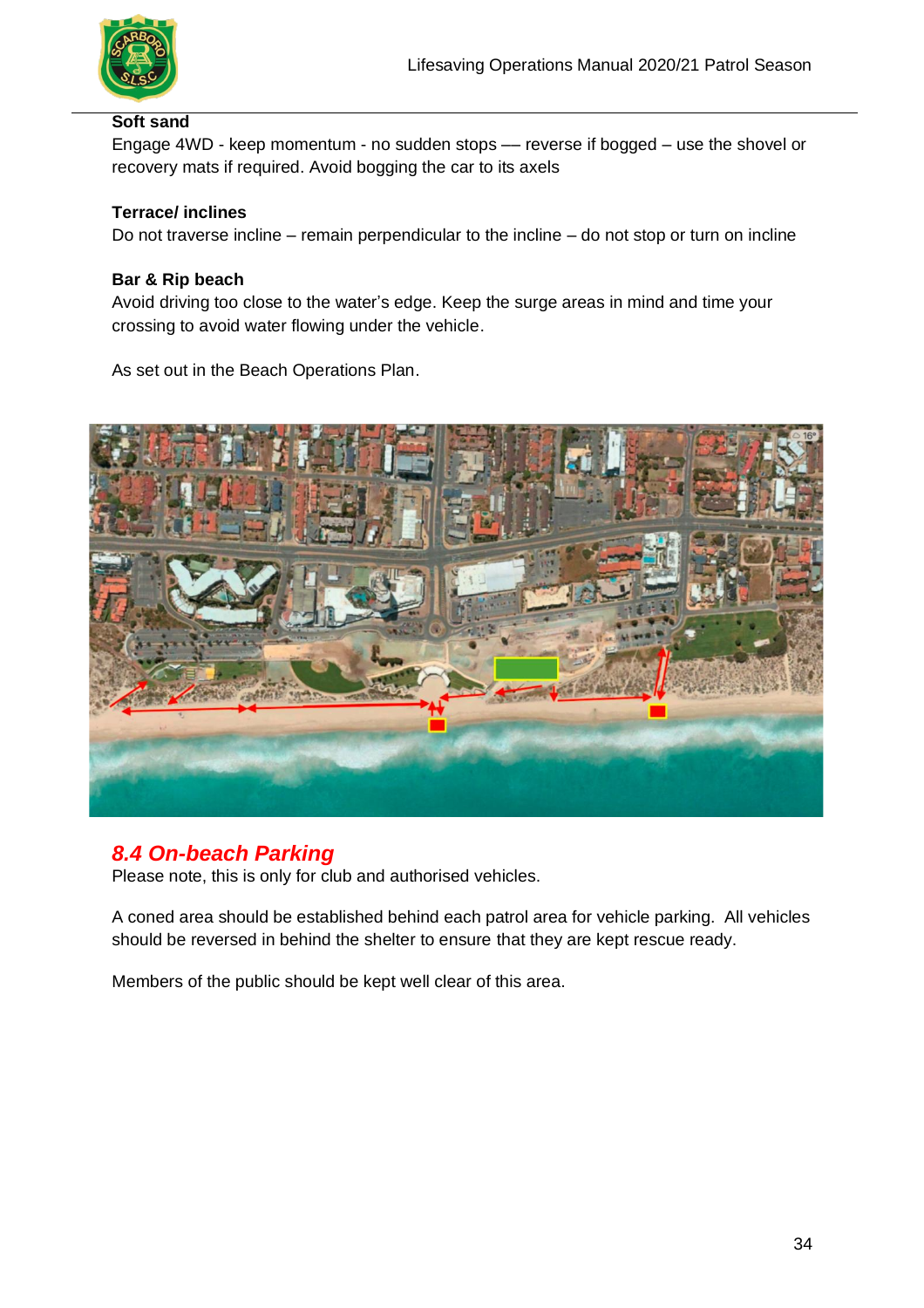**Soft sand**

Engage 4WD - keep momentum - no sudden stops — reverse if bogged – use the shovel or recovery mats if required. Avoid bogging the car to its axels

**Terrace/ inclines**

Do not traverse incline – remain perpendicular to the incline – do not stop or turn on incline

**Bar & Rip beach**

Avoid driving too close to the water's edge. Keep the surge areas in mind and time your crossing to avoid water flowing under the vehicle.

As set out in the Beach Operations Plan.

## *8.4 On-beach Parking*

Please note, this is only for club and authorised vehicles.

A coned area should be established behind each patrol area for vehicle parking. All vehicles should be reversed in behind the shelter to ensure that they are kept rescue ready.

Members of the public should be kept well clear of this area.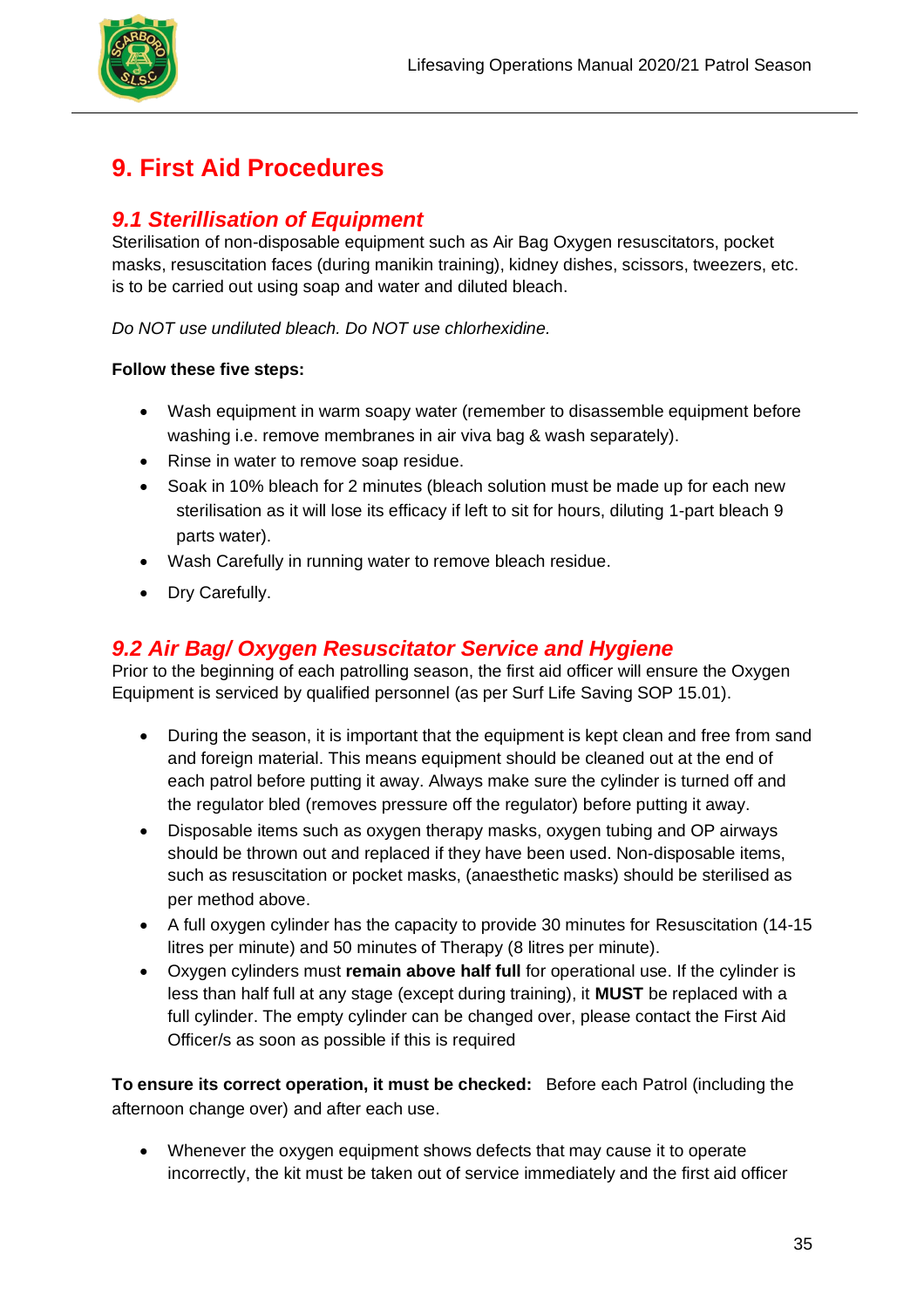#  9. First Aid Procedures

## *9.1 Sterillisation of Equipment*

Sterilisation of non-disposable equipment such as Air Bag Oxygen resuscitators, pocket masks, resuscitation faces (during manikin training), kidney dishes, scissors, tweezers, etc. is to be carried out using soap and water and diluted bleach.

*Do NOT use undiluted bleach. Do NOT use chlorhexidine.*

**Follow these five steps:**

- Wash equipment in warm soapy water (remember to disassemble equipment before washing i.e. remove membranes in air viva bag & wash separately).
- Rinse in water to remove soap residue.
- Soak in 10% bleach for 2 minutes (bleach solution must be made up for each new sterilisation as it will lose its efficacy if left to sit for hours, diluting 1-part bleach 9 parts water).
- Wash Carefully in running water to remove bleach residue.
- Dry Carefully.

## *9.2 Air Bag/ Oxygen Resuscitator Service and Hygiene*

Prior to the beginning of each patrolling season, the first aid officer will ensure the Oxygen Equipment is serviced by qualified personnel (as per Surf Life Saving SOP 15.01).

- During the season, it is important that the equipment is kept clean and free from sand and foreign material. This means equipment should be cleaned out at the end of each patrol before putting it away. Always make sure the cylinder is turned off and the regulator bled (removes pressure off the regulator) before putting it away.
- Disposable items such as oxygen therapy masks, oxygen tubing and OP airways should be thrown out and replaced if they have been used. Non-disposable items, such as resuscitation or pocket masks, (anaesthetic masks) should be sterilised as per method above.
- A full oxygen cylinder has the capacity to provide 30 minutes for Resuscitation (14-15 litres per minute) and 50 minutes of Therapy (8 litres per minute).
- Oxygen cylinders must **remain above half full** for operational use. If the cylinder is less than half full at any stage (except during training), it **MUST** be replaced with a full cylinder. The empty cylinder can be changed over, please contact the First Aid Officer/s as soon as possible if this is required

**To ensure its correct operation, it must be checked:** Before each Patrol (including the afternoon change over) and after each use.

- Whenever the oxygen equipment shows defects that may cause it to operate incorrectly, the kit must be taken out of service immediately and the first aid officer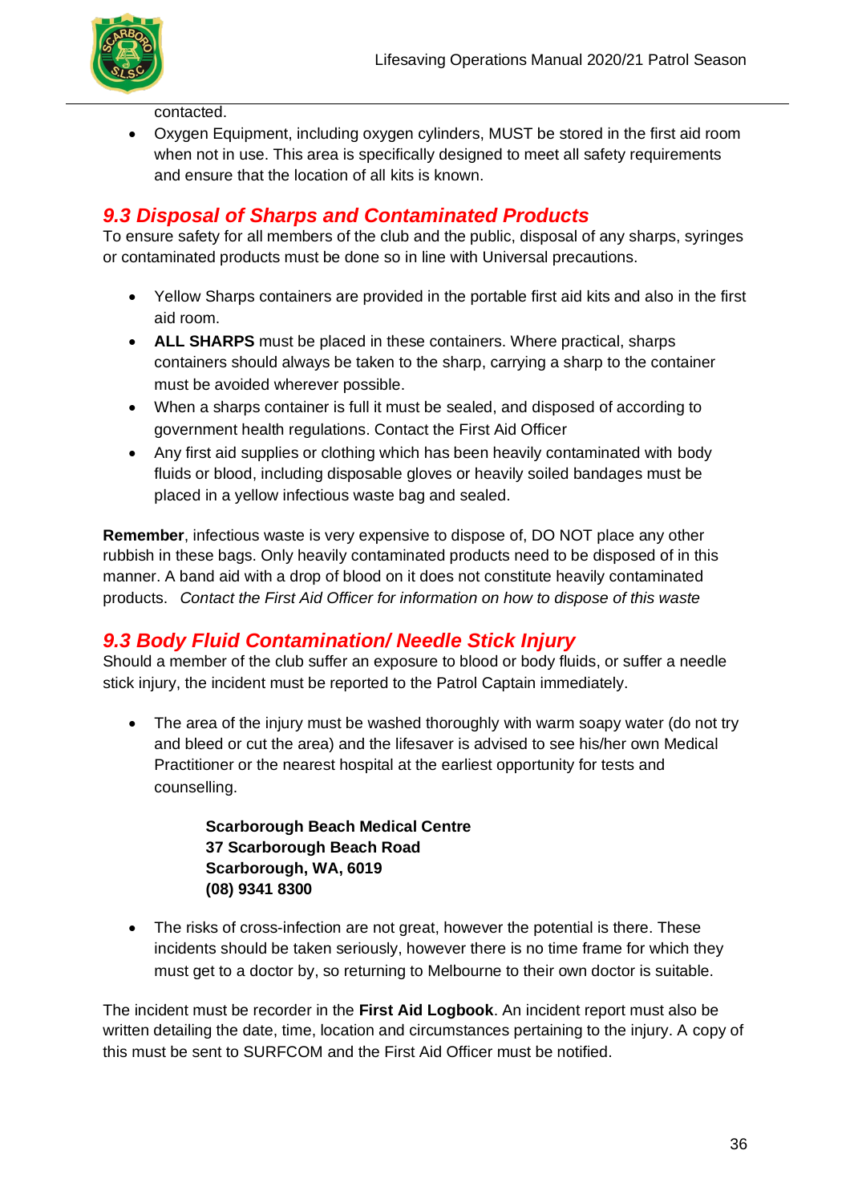contacted.

- Oxygen Equipment, including oxygen cylinders, MUST be stored in the first aid room when not in use. This area is specifically designed to meet all safety requirements and ensure that the location of all kits is known.

## *9.3 Disposal of Sharps and Contaminated Products*

To ensure safety for all members of the club and the public, disposal of any sharps, syringes or contaminated products must be done so in line with Universal precautions.

- Yellow Sharps containers are provided in the portable first aid kits and also in the first aid room.
- **ALL SHARPS** must be placed in these containers. Where practical, sharps containers should always be taken to the sharp, carrying a sharp to the container must be avoided wherever possible.
- When a sharps container is full it must be sealed, and disposed of according to government health regulations. Contact the First Aid Officer
- Any first aid supplies or clothing which has been heavily contaminated with body fluids or blood, including disposable gloves or heavily soiled bandages must be placed in a yellow infectious waste bag and sealed.

**Remember**, infectious waste is very expensive to dispose of, DO NOT place any other rubbish in these bags. Only heavily contaminated products need to be disposed of in this manner. A band aid with a drop of blood on it does not constitute heavily contaminated products. *Contact the First Aid Officer for information on how to dispose of this waste*

## *9.3 Body Fluid Contamination/ Needle Stick Injury*

Should a member of the club suffer an exposure to blood or body fluids, or suffer a needle stick injury, the incident must be reported to the Patrol Captain immediately.

- The area of the injury must be washed thoroughly with warm soapy water (do not try and bleed or cut the area) and the lifesaver is advised to see his/her own Medical Practitioner or the nearest hospital at the earliest opportunity for tests and counselling.

  **Scarborough Beach Medical Centre**
  **37 Scarborough Beach Road**
  **Scarborough, WA, 6019**
  **(08) 9341 8300**

- The risks of cross-infection are not great, however the potential is there. These incidents should be taken seriously, however there is no time frame for which they must get to a doctor by, so returning to Melbourne to their own doctor is suitable.

The incident must be recorder in the **First Aid Logbook**. An incident report must also be written detailing the date, time, location and circumstances pertaining to the injury. A copy of this must be sent to SURFCOM and the First Aid Officer must be notified.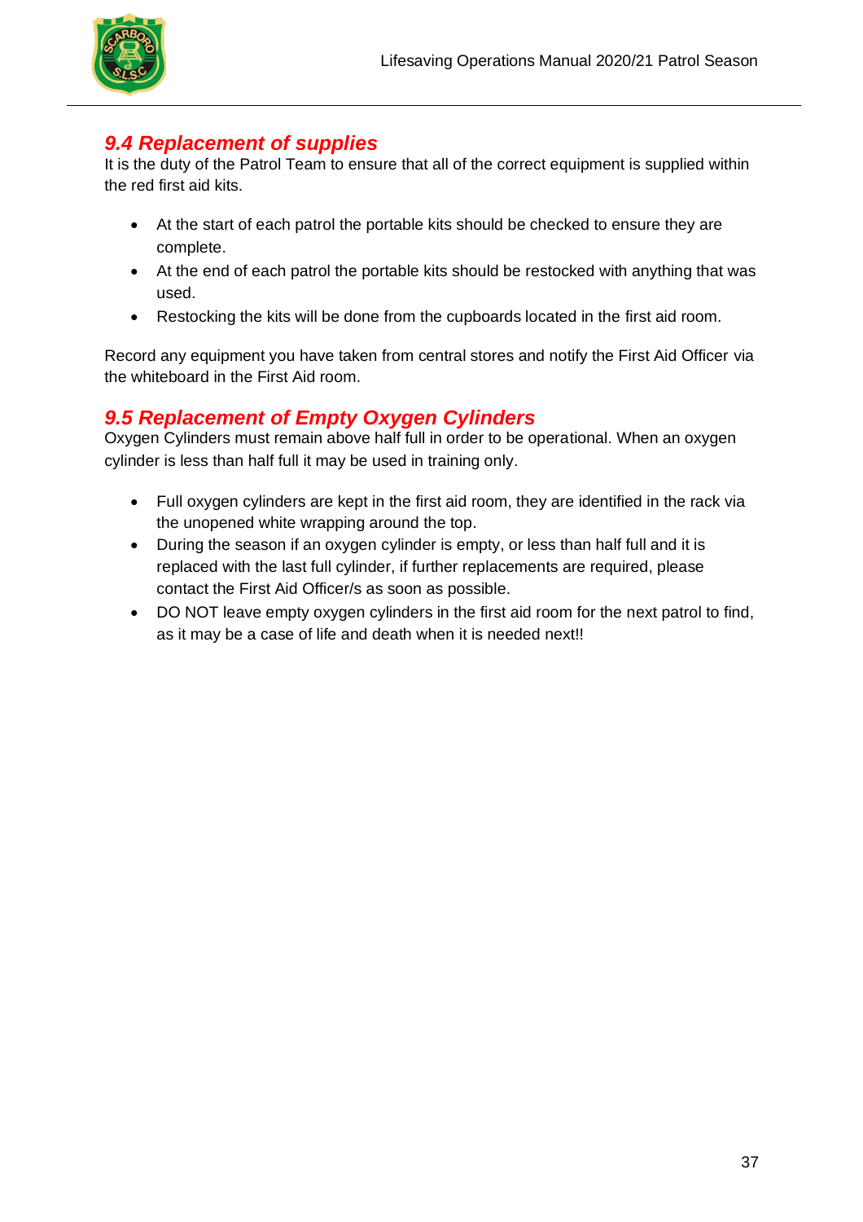## *9.4 Replacement of supplies*

It is the duty of the Patrol Team to ensure that all of the correct equipment is supplied within the red first aid kits.

- At the start of each patrol the portable kits should be checked to ensure they are complete.
- At the end of each patrol the portable kits should be restocked with anything that was used.
- Restocking the kits will be done from the cupboards located in the first aid room.

Record any equipment you have taken from central stores and notify the First Aid Officer via the whiteboard in the First Aid room.

## *9.5 Replacement of Empty Oxygen Cylinders*

Oxygen Cylinders must remain above half full in order to be operational. When an oxygen cylinder is less than half full it may be used in training only.

- Full oxygen cylinders are kept in the first aid room, they are identified in the rack via the unopened white wrapping around the top.
- During the season if an oxygen cylinder is empty, or less than half full and it is replaced with the last full cylinder, if further replacements are required, please contact the First Aid Officer/s as soon as possible.
- DO NOT leave empty oxygen cylinders in the first aid room for the next patrol to find, as it may be a case of life and death when it is needed next!!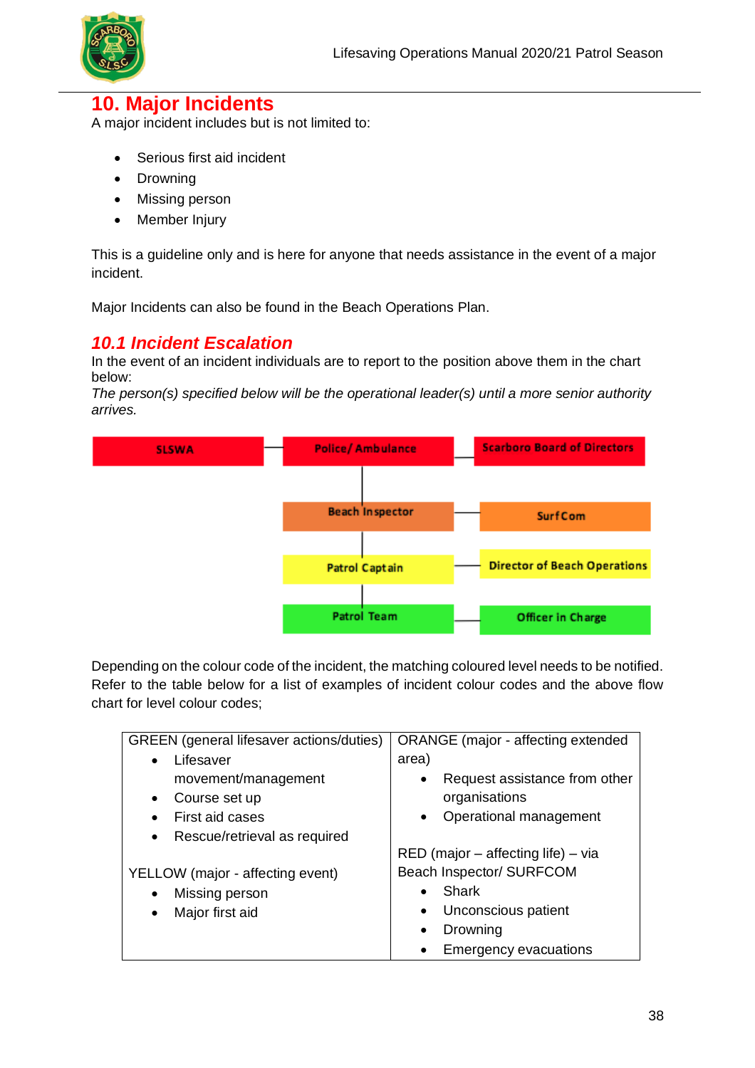# 10. Major Incidents

A major incident includes but is not limited to:

- Serious first aid incident
- Drowning
- Missing person
- Member Injury

This is a guideline only and is here for anyone that needs assistance in the event of a major incident.

Major Incidents can also be found in the Beach Operations Plan.

## *10.1 Incident Escalation*

In the event of an incident individuals are to report to the position above them in the chart below:

*The person(s) specified below will be the operational leader(s) until a more senior authority arrives.*

| | | |
|---|---|---|
| SLSWA | Police/ Ambulance | Scarboro Board of Directors |
| | Beach Inspector | SurfCom |
| | Patrol Captain | Director of Beach Operations |
| | Patrol Team | Officer in Charge |

Depending on the colour code of the incident, the matching coloured level needs to be notified. Refer to the table below for a list of examples of incident colour codes and the above flow chart for level colour codes;

| GREEN (general lifesaver actions/duties) | ORANGE (major - affecting extended area) |
|---|---|
| • Lifesaver movement/management<br>• Course set up<br>• First aid cases<br>• Rescue/retrieval as required<br><br>YELLOW (major - affecting event)<br>• Missing person<br>• Major first aid | • Request assistance from other organisations<br>• Operational management<br><br>RED (major – affecting life) – via Beach Inspector/ SURFCOM<br>• Shark<br>• Unconscious patient<br>• Drowning<br>• Emergency evacuations |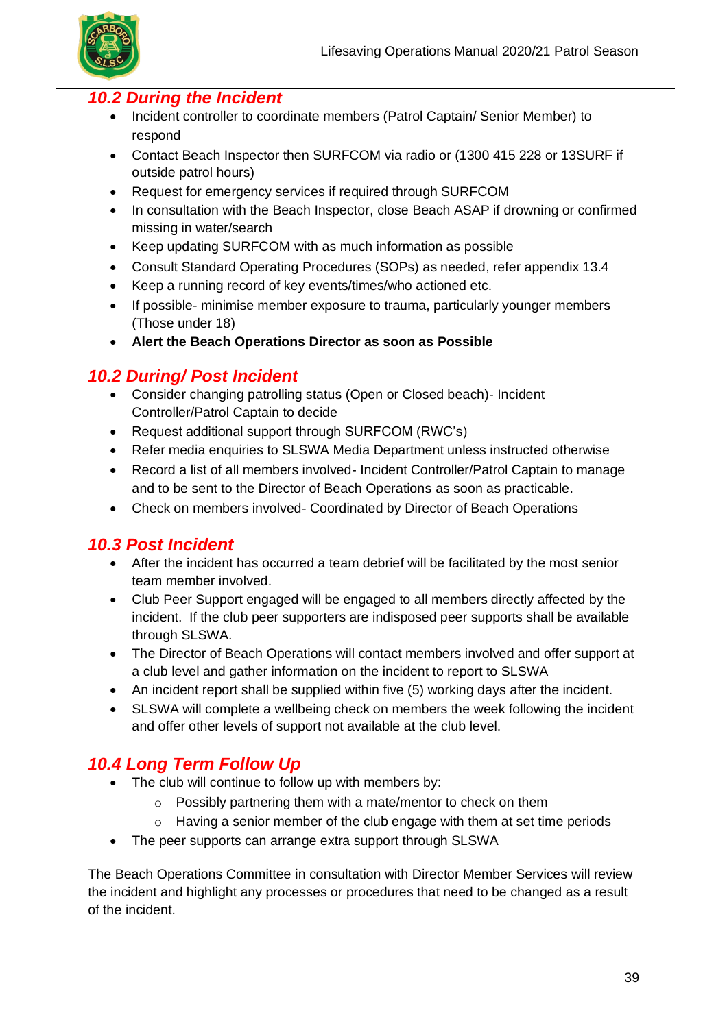## 10.2 During the Incident

- Incident controller to coordinate members (Patrol Captain/ Senior Member) to respond
- Contact Beach Inspector then SURFCOM via radio or (1300 415 228 or 13SURF if outside patrol hours)
- Request for emergency services if required through SURFCOM
- In consultation with the Beach Inspector, close Beach ASAP if drowning or confirmed missing in water/search
- Keep updating SURFCOM with as much information as possible
- Consult Standard Operating Procedures (SOPs) as needed, refer appendix 13.4
- Keep a running record of key events/times/who actioned etc.
- If possible- minimise member exposure to trauma, particularly younger members (Those under 18)
- **Alert the Beach Operations Director as soon as Possible**

## 10.2 During/ Post Incident

- Consider changing patrolling status (Open or Closed beach)- Incident Controller/Patrol Captain to decide
- Request additional support through SURFCOM (RWC's)
- Refer media enquiries to SLSWA Media Department unless instructed otherwise
- Record a list of all members involved- Incident Controller/Patrol Captain to manage and to be sent to the Director of Beach Operations as soon as practicable.
- Check on members involved- Coordinated by Director of Beach Operations

## 10.3 Post Incident

- After the incident has occurred a team debrief will be facilitated by the most senior team member involved.
- Club Peer Support engaged will be engaged to all members directly affected by the incident. If the club peer supporters are indisposed peer supports shall be available through SLSWA.
- The Director of Beach Operations will contact members involved and offer support at a club level and gather information on the incident to report to SLSWA
- An incident report shall be supplied within five (5) working days after the incident.
- SLSWA will complete a wellbeing check on members the week following the incident and offer other levels of support not available at the club level.

## 10.4 Long Term Follow Up

- The club will continue to follow up with members by:
  - Possibly partnering them with a mate/mentor to check on them
  - Having a senior member of the club engage with them at set time periods
- The peer supports can arrange extra support through SLSWA

The Beach Operations Committee in consultation with Director Member Services will review the incident and highlight any processes or procedures that need to be changed as a result of the incident.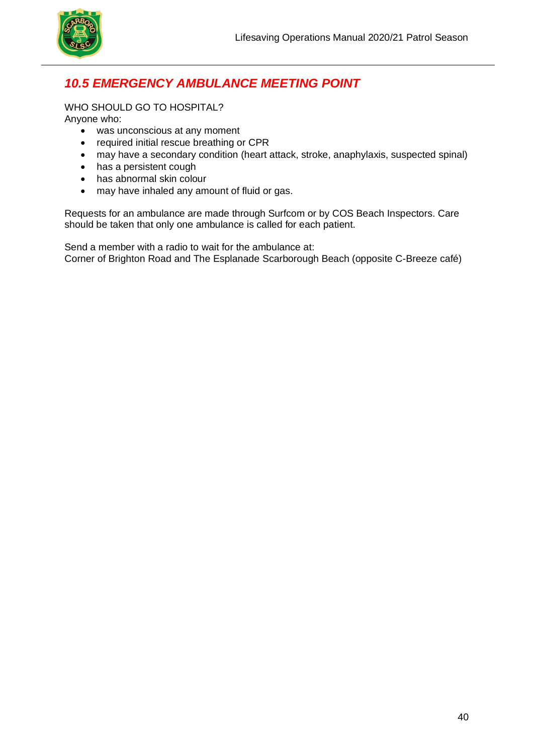## *10.5 EMERGENCY AMBULANCE MEETING POINT*

WHO SHOULD GO TO HOSPITAL?
Anyone who:

- was unconscious at any moment
- required initial rescue breathing or CPR
- may have a secondary condition (heart attack, stroke, anaphylaxis, suspected spinal)
- has a persistent cough
- has abnormal skin colour
- may have inhaled any amount of fluid or gas.

Requests for an ambulance are made through Surfcom or by COS Beach Inspectors. Care should be taken that only one ambulance is called for each patient.

Send a member with a radio to wait for the ambulance at:
Corner of Brighton Road and The Esplanade Scarborough Beach (opposite C-Breeze café)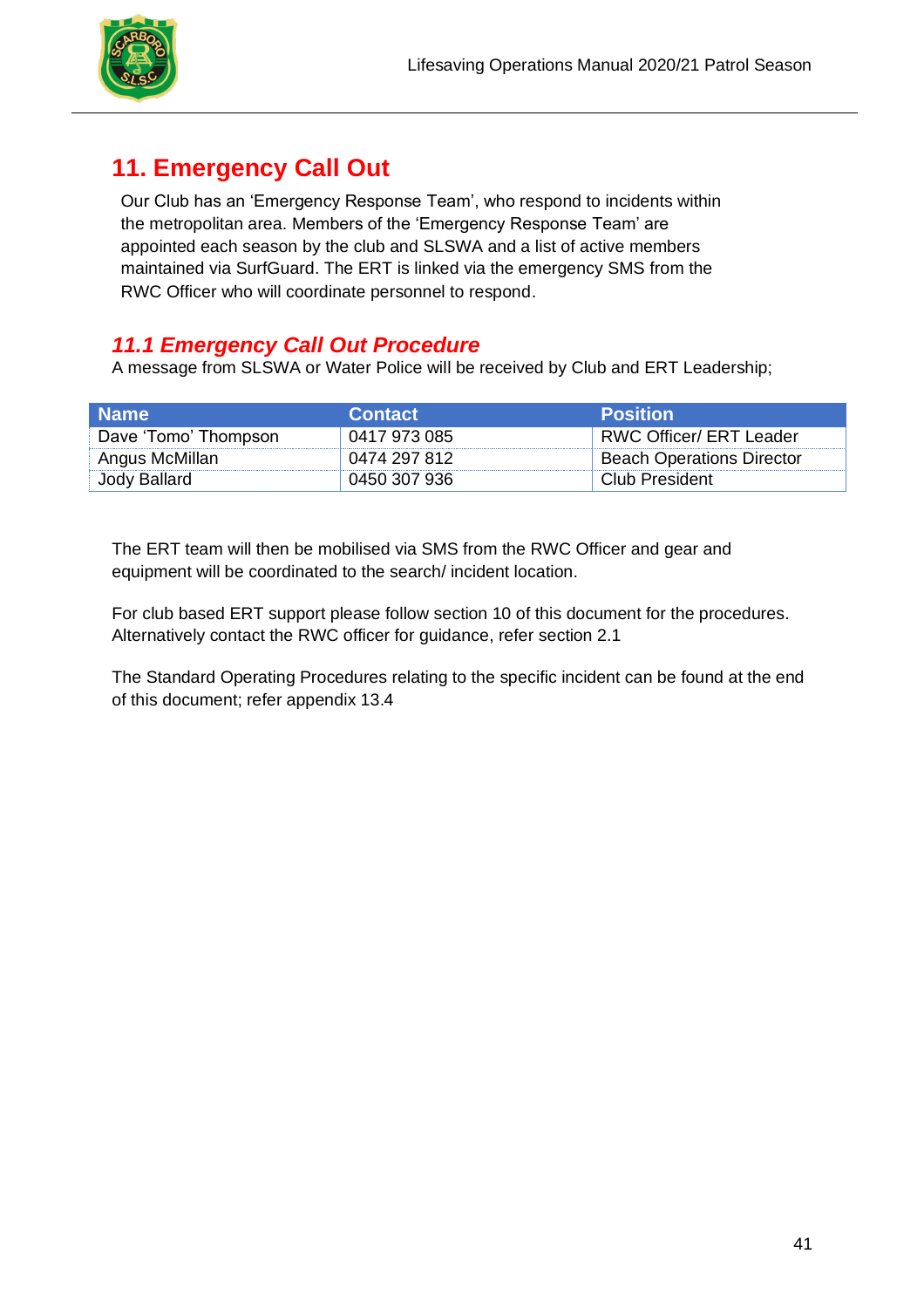# 11. Emergency Call Out

Our Club has an 'Emergency Response Team', who respond to incidents within the metropolitan area. Members of the 'Emergency Response Team' are appointed each season by the club and SLSWA and a list of active members maintained via SurfGuard. The ERT is linked via the emergency SMS from the RWC Officer who will coordinate personnel to respond.

## *11.1 Emergency Call Out Procedure*

A message from SLSWA or Water Police will be received by Club and ERT Leadership;

| Name | Contact | Position |
|---|---|---|
| Dave 'Tomo' Thompson | 0417 973 085 | RWC Officer/ ERT Leader |
| Angus McMillan | 0474 297 812 | Beach Operations Director |
| Jody Ballard | 0450 307 936 | Club President |

The ERT team will then be mobilised via SMS from the RWC Officer and gear and equipment will be coordinated to the search/ incident location.

For club based ERT support please follow section 10 of this document for the procedures. Alternatively contact the RWC officer for guidance, refer section 2.1

The Standard Operating Procedures relating to the specific incident can be found at the end of this document; refer appendix 13.4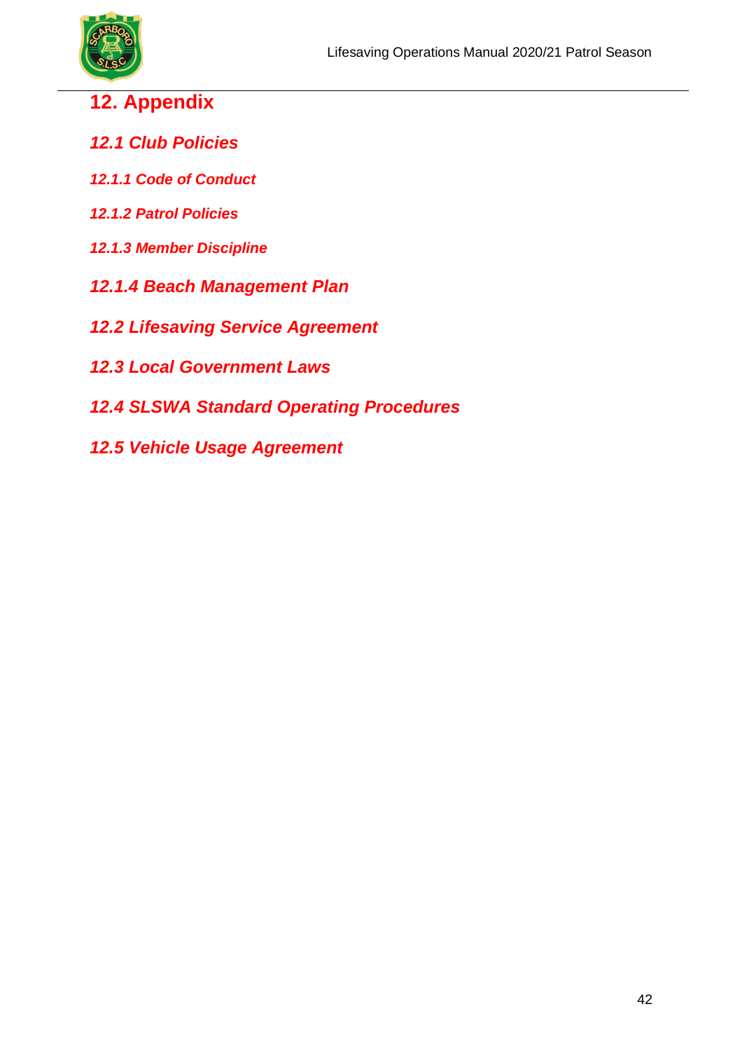# 12. Appendix

## *12.1 Club Policies*

### *12.1.1 Code of Conduct*

### *12.1.2 Patrol Policies*

### *12.1.3 Member Discipline*

### *12.1.4 Beach Management Plan*

## *12.2 Lifesaving Service Agreement*

## *12.3 Local Government Laws*

## *12.4 SLSWA Standard Operating Procedures*

## *12.5 Vehicle Usage Agreement*